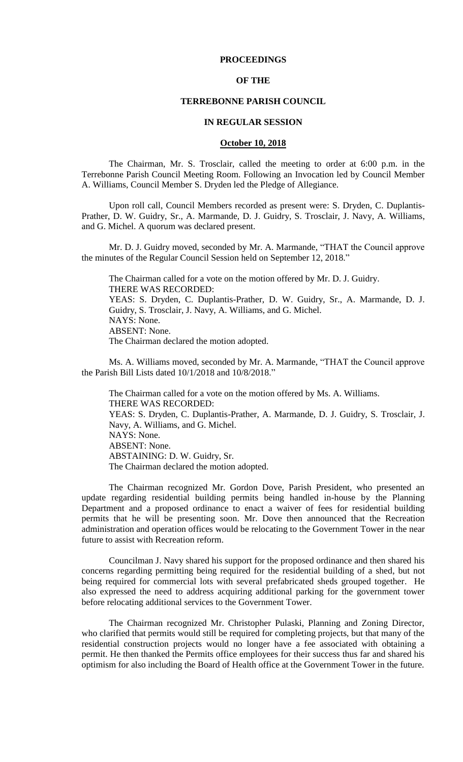**PROCEEDINGS**

**OF THE**

**TERREBONNE PARISH COUNCIL**

**IN REGULAR SESSION**

**October 10, 2018**

The Chairman, Mr. S. Trosclair, called the meeting to order at 6:00 p.m. in the Terrebonne Parish Council Meeting Room. Following an Invocation led by Council Member A. Williams, Council Member S. Dryden led the Pledge of Allegiance.

Upon roll call, Council Members recorded as present were: S. Dryden, C. Duplantis-Prather, D. W. Guidry, Sr., A. Marmande, D. J. Guidry, S. Trosclair, J. Navy, A. Williams, and G. Michel. A quorum was declared present.

Mr. D. J. Guidry moved, seconded by Mr. A. Marmande, "THAT the Council approve the minutes of the Regular Council Session held on September 12, 2018."

The Chairman called for a vote on the motion offered by Mr. D. J. Guidry.
THERE WAS RECORDED:
YEAS: S. Dryden, C. Duplantis-Prather, D. W. Guidry, Sr., A. Marmande, D. J. Guidry, S. Trosclair, J. Navy, A. Williams, and G. Michel.
NAYS: None.
ABSENT: None.
The Chairman declared the motion adopted.

Ms. A. Williams moved, seconded by Mr. A. Marmande, "THAT the Council approve the Parish Bill Lists dated 10/1/2018 and 10/8/2018."

The Chairman called for a vote on the motion offered by Ms. A. Williams.
THERE WAS RECORDED:
YEAS: S. Dryden, C. Duplantis-Prather, A. Marmande, D. J. Guidry, S. Trosclair, J. Navy, A. Williams, and G. Michel.
NAYS: None.
ABSENT: None.
ABSTAINING: D. W. Guidry, Sr.
The Chairman declared the motion adopted.

The Chairman recognized Mr. Gordon Dove, Parish President, who presented an update regarding residential building permits being handled in-house by the Planning Department and a proposed ordinance to enact a waiver of fees for residential building permits that he will be presenting soon. Mr. Dove then announced that the Recreation administration and operation offices would be relocating to the Government Tower in the near future to assist with Recreation reform.

Councilman J. Navy shared his support for the proposed ordinance and then shared his concerns regarding permitting being required for the residential building of a shed, but not being required for commercial lots with several prefabricated sheds grouped together. He also expressed the need to address acquiring additional parking for the government tower before relocating additional services to the Government Tower.

The Chairman recognized Mr. Christopher Pulaski, Planning and Zoning Director, who clarified that permits would still be required for completing projects, but that many of the residential construction projects would no longer have a fee associated with obtaining a permit. He then thanked the Permits office employees for their success thus far and shared his optimism for also including the Board of Health office at the Government Tower in the future.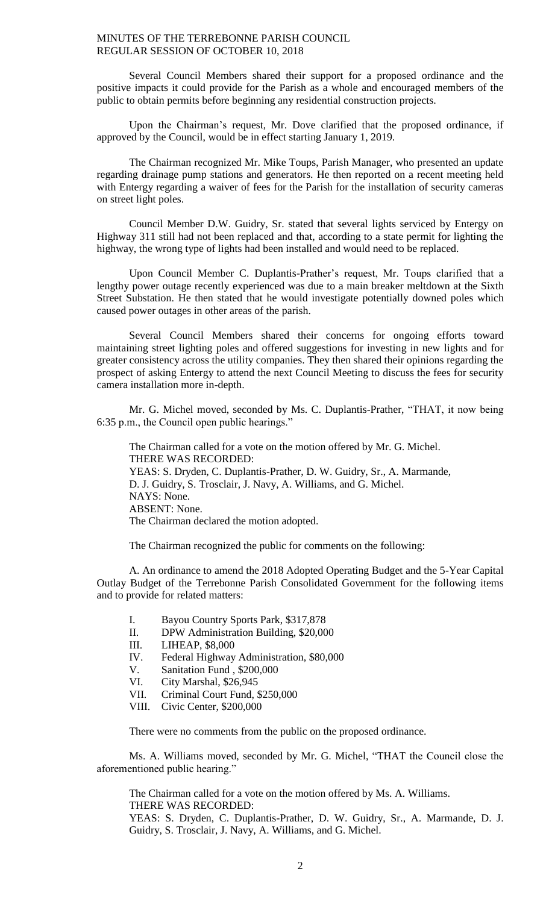Several Council Members shared their support for a proposed ordinance and the positive impacts it could provide for the Parish as a whole and encouraged members of the public to obtain permits before beginning any residential construction projects.

Upon the Chairman's request, Mr. Dove clarified that the proposed ordinance, if approved by the Council, would be in effect starting January 1, 2019.

The Chairman recognized Mr. Mike Toups, Parish Manager, who presented an update regarding drainage pump stations and generators. He then reported on a recent meeting held with Entergy regarding a waiver of fees for the Parish for the installation of security cameras on street light poles.

Council Member D.W. Guidry, Sr. stated that several lights serviced by Entergy on Highway 311 still had not been replaced and that, according to a state permit for lighting the highway, the wrong type of lights had been installed and would need to be replaced.

Upon Council Member C. Duplantis-Prather's request, Mr. Toups clarified that a lengthy power outage recently experienced was due to a main breaker meltdown at the Sixth Street Substation. He then stated that he would investigate potentially downed poles which caused power outages in other areas of the parish.

Several Council Members shared their concerns for ongoing efforts toward maintaining street lighting poles and offered suggestions for investing in new lights and for greater consistency across the utility companies. They then shared their opinions regarding the prospect of asking Entergy to attend the next Council Meeting to discuss the fees for security camera installation more in-depth.

Mr. G. Michel moved, seconded by Ms. C. Duplantis-Prather, "THAT, it now being 6:35 p.m., the Council open public hearings."

The Chairman called for a vote on the motion offered by Mr. G. Michel.
THERE WAS RECORDED:
YEAS: S. Dryden, C. Duplantis-Prather, D. W. Guidry, Sr., A. Marmande, D. J. Guidry, S. Trosclair, J. Navy, A. Williams, and G. Michel.
NAYS: None.
ABSENT: None.
The Chairman declared the motion adopted.

The Chairman recognized the public for comments on the following:

A. An ordinance to amend the 2018 Adopted Operating Budget and the 5-Year Capital Outlay Budget of the Terrebonne Parish Consolidated Government for the following items and to provide for related matters:

- I. Bayou Country Sports Park, $317,878
- II. DPW Administration Building, $20,000
- III. LIHEAP, $8,000
- IV. Federal Highway Administration, $80,000
- V. Sanitation Fund , $200,000
- VI. City Marshal, $26,945
- VII. Criminal Court Fund, $250,000
- VIII. Civic Center, $200,000

There were no comments from the public on the proposed ordinance.

Ms. A. Williams moved, seconded by Mr. G. Michel, "THAT the Council close the aforementioned public hearing."

The Chairman called for a vote on the motion offered by Ms. A. Williams.
THERE WAS RECORDED:
YEAS: S. Dryden, C. Duplantis-Prather, D. W. Guidry, Sr., A. Marmande, D. J. Guidry, S. Trosclair, J. Navy, A. Williams, and G. Michel.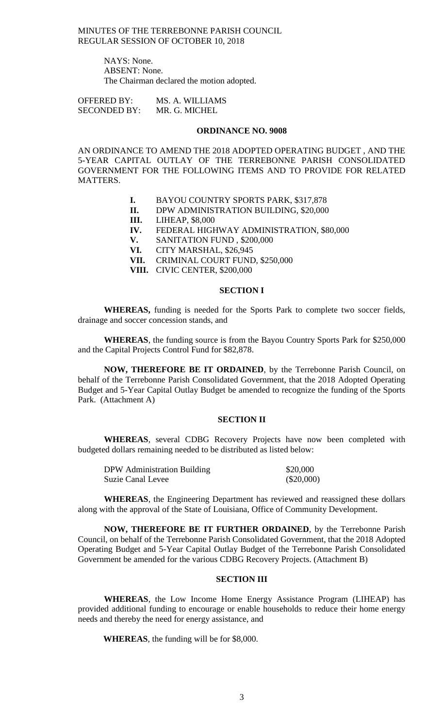NAYS: None.
ABSENT: None.
The Chairman declared the motion adopted.

OFFERED BY: MS. A. WILLIAMS
SECONDED BY: MR. G. MICHEL

**ORDINANCE NO. 9008**

AN ORDINANCE TO AMEND THE 2018 ADOPTED OPERATING BUDGET , AND THE 5-YEAR CAPITAL OUTLAY OF THE TERREBONNE PARISH CONSOLIDATED GOVERNMENT FOR THE FOLLOWING ITEMS AND TO PROVIDE FOR RELATED MATTERS.

- **I.** BAYOU COUNTRY SPORTS PARK, $317,878
- **II.** DPW ADMINISTRATION BUILDING, $20,000
- **III.** LIHEAP, $8,000
- **IV.** FEDERAL HIGHWAY ADMINISTRATION, $80,000
- **V.** SANITATION FUND , $200,000
- **VI.** CITY MARSHAL, $26,945
- **VII.** CRIMINAL COURT FUND, $250,000
- **VIII.** CIVIC CENTER, $200,000

**SECTION I**

**WHEREAS,** funding is needed for the Sports Park to complete two soccer fields, drainage and soccer concession stands, and

**WHEREAS**, the funding source is from the Bayou Country Sports Park for $250,000 and the Capital Projects Control Fund for $82,878.

**NOW, THEREFORE BE IT ORDAINED**, by the Terrebonne Parish Council, on behalf of the Terrebonne Parish Consolidated Government, that the 2018 Adopted Operating Budget and 5-Year Capital Outlay Budget be amended to recognize the funding of the Sports Park. (Attachment A)

**SECTION II**

**WHEREAS**, several CDBG Recovery Projects have now been completed with budgeted dollars remaining needed to be distributed as listed below:

| | |
|---|---|
| DPW Administration Building | $20,000 |
| Suzie Canal Levee | ($20,000) |

**WHEREAS**, the Engineering Department has reviewed and reassigned these dollars along with the approval of the State of Louisiana, Office of Community Development.

**NOW, THEREFORE BE IT FURTHER ORDAINED**, by the Terrebonne Parish Council, on behalf of the Terrebonne Parish Consolidated Government, that the 2018 Adopted Operating Budget and 5-Year Capital Outlay Budget of the Terrebonne Parish Consolidated Government be amended for the various CDBG Recovery Projects. (Attachment B)

**SECTION III**

**WHEREAS**, the Low Income Home Energy Assistance Program (LIHEAP) has provided additional funding to encourage or enable households to reduce their home energy needs and thereby the need for energy assistance, and

**WHEREAS**, the funding will be for $8,000.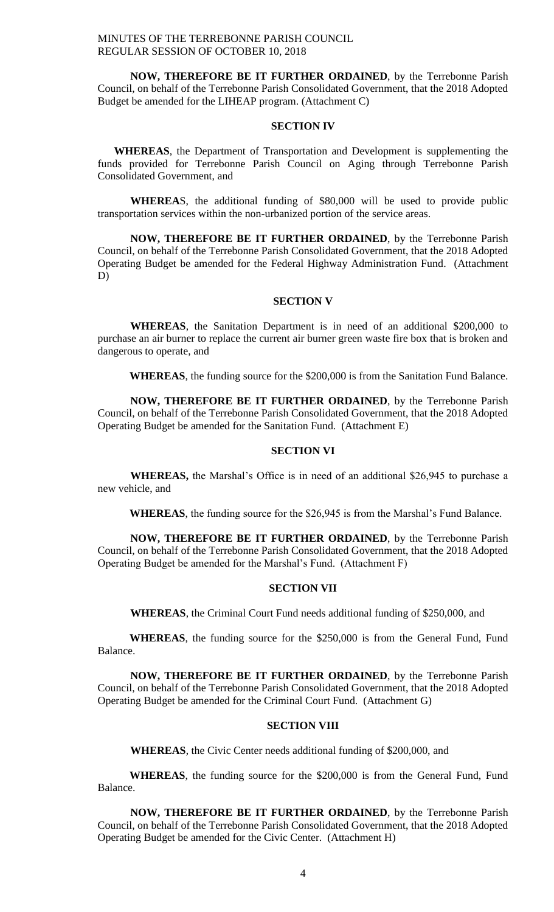**NOW, THEREFORE BE IT FURTHER ORDAINED**, by the Terrebonne Parish Council, on behalf of the Terrebonne Parish Consolidated Government, that the 2018 Adopted Budget be amended for the LIHEAP program. (Attachment C)

**SECTION IV**

**WHEREAS**, the Department of Transportation and Development is supplementing the funds provided for Terrebonne Parish Council on Aging through Terrebonne Parish Consolidated Government, and

**WHEREA**S, the additional funding of $80,000 will be used to provide public transportation services within the non-urbanized portion of the service areas.

**NOW, THEREFORE BE IT FURTHER ORDAINED**, by the Terrebonne Parish Council, on behalf of the Terrebonne Parish Consolidated Government, that the 2018 Adopted Operating Budget be amended for the Federal Highway Administration Fund. (Attachment D)

**SECTION V**

**WHEREAS**, the Sanitation Department is in need of an additional $200,000 to purchase an air burner to replace the current air burner green waste fire box that is broken and dangerous to operate, and

**WHEREAS**, the funding source for the $200,000 is from the Sanitation Fund Balance.

**NOW, THEREFORE BE IT FURTHER ORDAINED**, by the Terrebonne Parish Council, on behalf of the Terrebonne Parish Consolidated Government, that the 2018 Adopted Operating Budget be amended for the Sanitation Fund. (Attachment E)

**SECTION VI**

**WHEREAS,** the Marshal's Office is in need of an additional $26,945 to purchase a new vehicle, and

**WHEREAS**, the funding source for the $26,945 is from the Marshal's Fund Balance.

**NOW, THEREFORE BE IT FURTHER ORDAINED**, by the Terrebonne Parish Council, on behalf of the Terrebonne Parish Consolidated Government, that the 2018 Adopted Operating Budget be amended for the Marshal's Fund. (Attachment F)

**SECTION VII**

**WHEREAS**, the Criminal Court Fund needs additional funding of $250,000, and

**WHEREAS**, the funding source for the $250,000 is from the General Fund, Fund Balance.

**NOW, THEREFORE BE IT FURTHER ORDAINED**, by the Terrebonne Parish Council, on behalf of the Terrebonne Parish Consolidated Government, that the 2018 Adopted Operating Budget be amended for the Criminal Court Fund. (Attachment G)

**SECTION VIII**

**WHEREAS**, the Civic Center needs additional funding of $200,000, and

**WHEREAS**, the funding source for the $200,000 is from the General Fund, Fund Balance.

**NOW, THEREFORE BE IT FURTHER ORDAINED**, by the Terrebonne Parish Council, on behalf of the Terrebonne Parish Consolidated Government, that the 2018 Adopted Operating Budget be amended for the Civic Center. (Attachment H)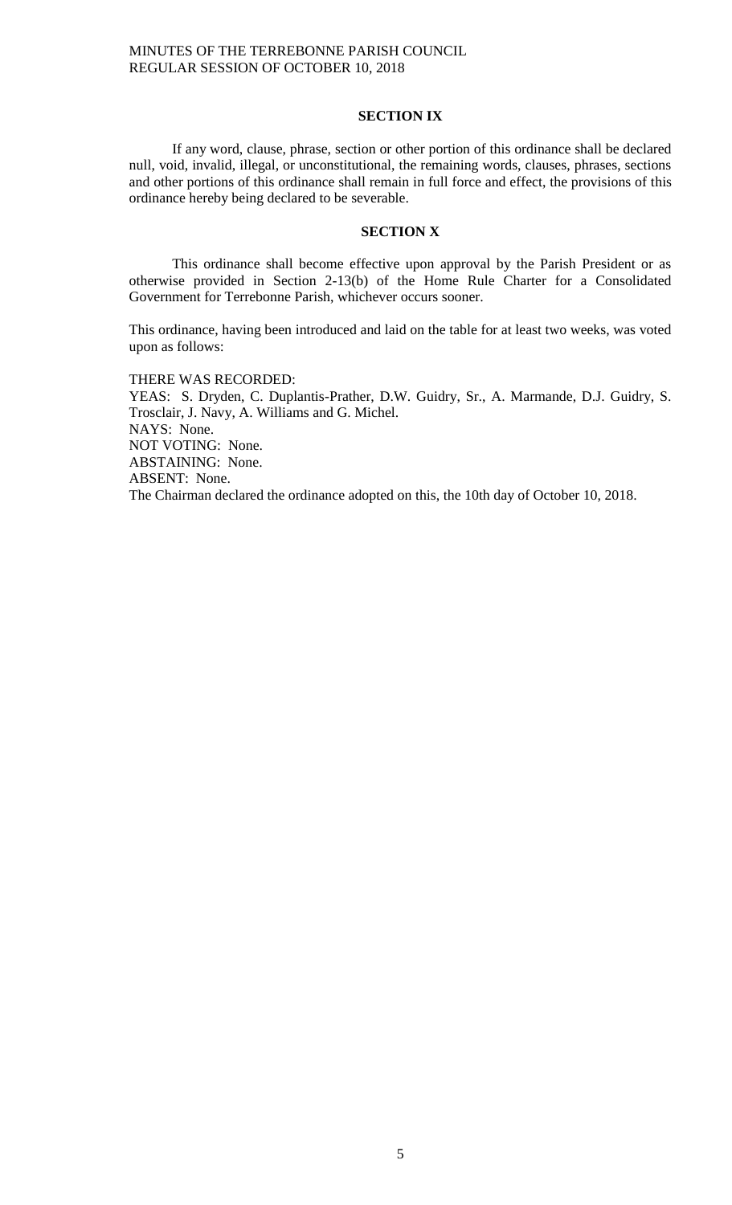## SECTION IX

If any word, clause, phrase, section or other portion of this ordinance shall be declared null, void, invalid, illegal, or unconstitutional, the remaining words, clauses, phrases, sections and other portions of this ordinance shall remain in full force and effect, the provisions of this ordinance hereby being declared to be severable.

## SECTION X

This ordinance shall become effective upon approval by the Parish President or as otherwise provided in Section 2-13(b) of the Home Rule Charter for a Consolidated Government for Terrebonne Parish, whichever occurs sooner.

This ordinance, having been introduced and laid on the table for at least two weeks, was voted upon as follows:

THERE WAS RECORDED:
YEAS: S. Dryden, C. Duplantis-Prather, D.W. Guidry, Sr., A. Marmande, D.J. Guidry, S. Trosclair, J. Navy, A. Williams and G. Michel.
NAYS: None.
NOT VOTING: None.
ABSTAINING: None.
ABSENT: None.
The Chairman declared the ordinance adopted on this, the 10th day of October 10, 2018.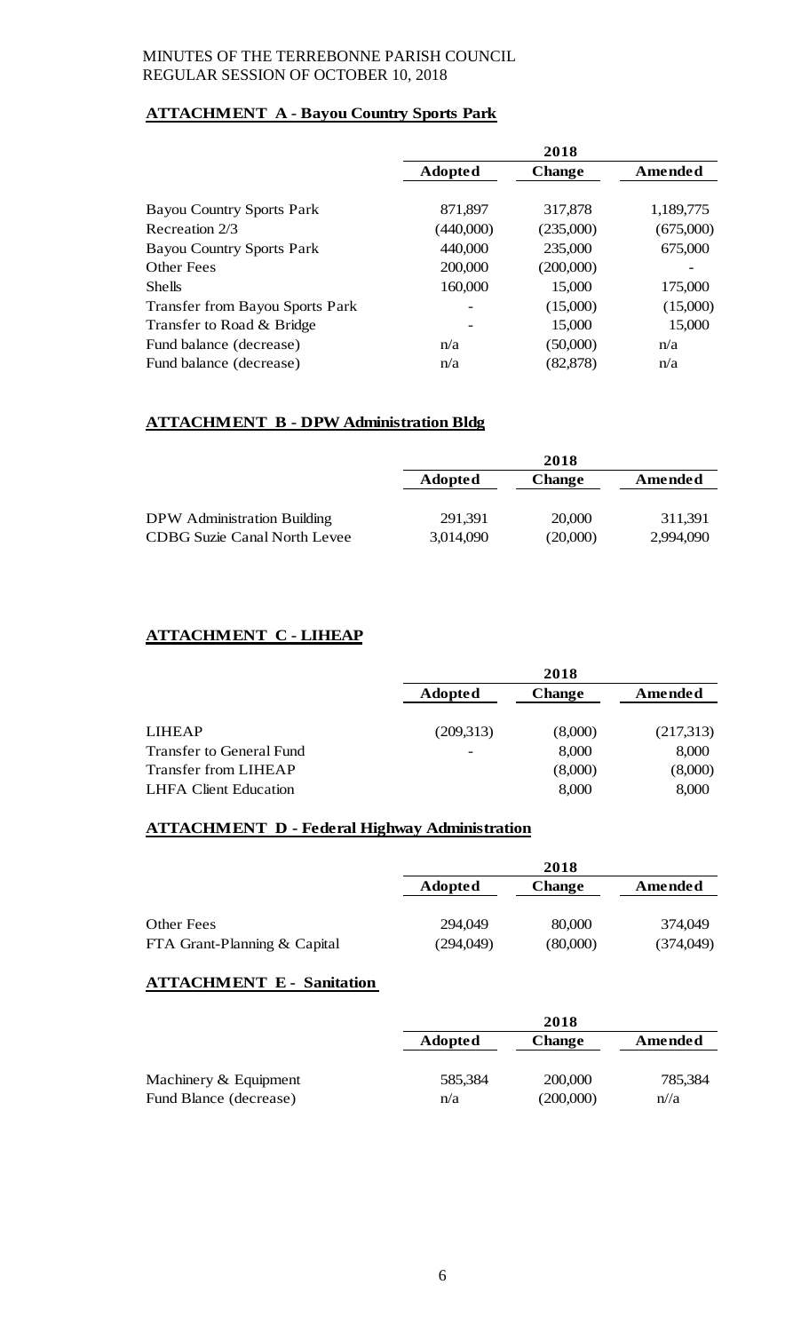MINUTES OF THE TERREBONNE PARISH COUNCIL
REGULAR SESSION OF OCTOBER 10, 2018

**ATTACHMENT A - Bayou Country Sports Park**

| | 2018 | | |
|---|---|---|---|
| | **Adopted** | **Change** | **Amended** |
| Bayou Country Sports Park | 871,897 | 317,878 | 1,189,775 |
| Recreation 2/3 | (440,000) | (235,000) | (675,000) |
| Bayou Country Sports Park | 440,000 | 235,000 | 675,000 |
| Other Fees | 200,000 | (200,000) | - |
| Shells | 160,000 | 15,000 | 175,000 |
| Transfer from Bayou Sports Park | - | (15,000) | (15,000) |
| Transfer to Road & Bridge | - | 15,000 | 15,000 |
| Fund balance (decrease) | n/a | (50,000) | n/a |
| Fund balance (decrease) | n/a | (82,878) | n/a |

**ATTACHMENT B - DPW Administration Bldg**

| | 2018 | | |
|---|---|---|---|
| | **Adopted** | **Change** | **Amended** |
| DPW Administration Building | 291,391 | 20,000 | 311,391 |
| CDBG Suzie Canal North Levee | 3,014,090 | (20,000) | 2,994,090 |

**ATTACHMENT C - LIHEAP**

| | 2018 | | |
|---|---|---|---|
| | **Adopted** | **Change** | **Amended** |
| LIHEAP | (209,313) | (8,000) | (217,313) |
| Transfer to General Fund | - | 8,000 | 8,000 |
| Transfer from LIHEAP | | (8,000) | (8,000) |
| LHFA Client Education | | 8,000 | 8,000 |

**ATTACHMENT D - Federal Highway Administration**

| | 2018 | | |
|---|---|---|---|
| | **Adopted** | **Change** | **Amended** |
| Other Fees | 294,049 | 80,000 | 374,049 |
| FTA Grant-Planning & Capital | (294,049) | (80,000) | (374,049) |

**ATTACHMENT E - Sanitation**

| | 2018 | | |
|---|---|---|---|
| | **Adopted** | **Change** | **Amended** |
| Machinery & Equipment | 585,384 | 200,000 | 785,384 |
| Fund Blance (decrease) | n/a | (200,000) | n//a |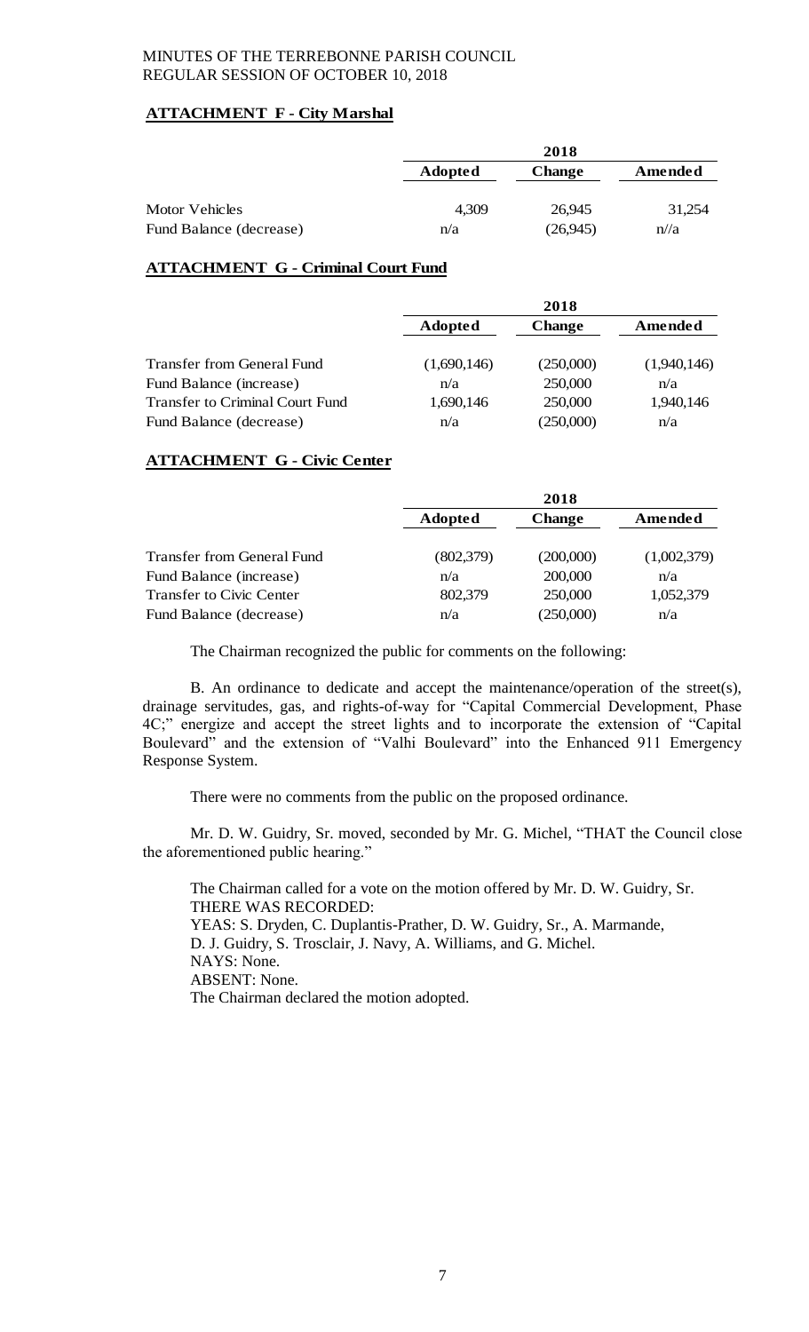**ATTACHMENT F - City Marshal**

| | 2018 | | |
|---|---|---|---|
| | **Adopted** | **Change** | **Amended** |
| Motor Vehicles | 4,309 | 26,945 | 31,254 |
| Fund Balance (decrease) | n/a | (26,945) | n//a |

**ATTACHMENT G - Criminal Court Fund**

| | 2018 | | |
|---|---|---|---|
| | **Adopted** | **Change** | **Amended** |
| Transfer from General Fund | (1,690,146) | (250,000) | (1,940,146) |
| Fund Balance (increase) | n/a | 250,000 | n/a |
| Transfer to Criminal Court Fund | 1,690,146 | 250,000 | 1,940,146 |
| Fund Balance (decrease) | n/a | (250,000) | n/a |

**ATTACHMENT G - Civic Center**

| | 2018 | | |
|---|---|---|---|
| | **Adopted** | **Change** | **Amended** |
| Transfer from General Fund | (802,379) | (200,000) | (1,002,379) |
| Fund Balance (increase) | n/a | 200,000 | n/a |
| Transfer to Civic Center | 802,379 | 250,000 | 1,052,379 |
| Fund Balance (decrease) | n/a | (250,000) | n/a |

The Chairman recognized the public for comments on the following:

B. An ordinance to dedicate and accept the maintenance/operation of the street(s), drainage servitudes, gas, and rights-of-way for "Capital Commercial Development, Phase 4C;" energize and accept the street lights and to incorporate the extension of "Capital Boulevard" and the extension of "Valhi Boulevard" into the Enhanced 911 Emergency Response System.

There were no comments from the public on the proposed ordinance.

Mr. D. W. Guidry, Sr. moved, seconded by Mr. G. Michel, "THAT the Council close the aforementioned public hearing."

The Chairman called for a vote on the motion offered by Mr. D. W. Guidry, Sr.
THERE WAS RECORDED:
YEAS: S. Dryden, C. Duplantis-Prather, D. W. Guidry, Sr., A. Marmande, D. J. Guidry, S. Trosclair, J. Navy, A. Williams, and G. Michel.
NAYS: None.
ABSENT: None.
The Chairman declared the motion adopted.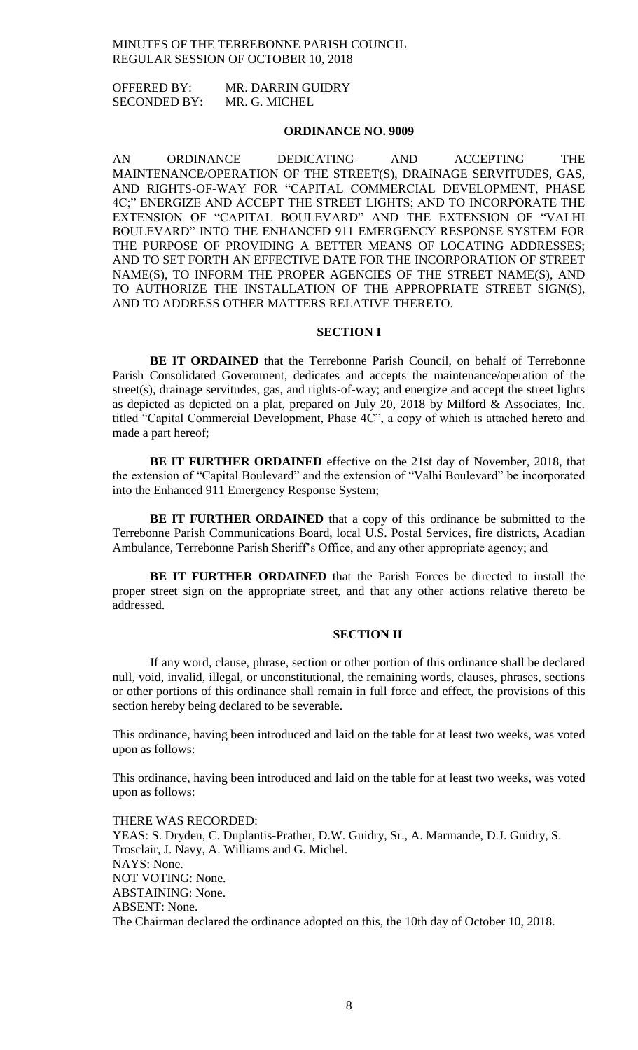OFFERED BY: MR. DARRIN GUIDRY
SECONDED BY: MR. G. MICHEL

**ORDINANCE NO. 9009**

AN ORDINANCE DEDICATING AND ACCEPTING THE MAINTENANCE/OPERATION OF THE STREET(S), DRAINAGE SERVITUDES, GAS, AND RIGHTS-OF-WAY FOR "CAPITAL COMMERCIAL DEVELOPMENT, PHASE 4C;" ENERGIZE AND ACCEPT THE STREET LIGHTS; AND TO INCORPORATE THE EXTENSION OF "CAPITAL BOULEVARD" AND THE EXTENSION OF "VALHI BOULEVARD" INTO THE ENHANCED 911 EMERGENCY RESPONSE SYSTEM FOR THE PURPOSE OF PROVIDING A BETTER MEANS OF LOCATING ADDRESSES; AND TO SET FORTH AN EFFECTIVE DATE FOR THE INCORPORATION OF STREET NAME(S), TO INFORM THE PROPER AGENCIES OF THE STREET NAME(S), AND TO AUTHORIZE THE INSTALLATION OF THE APPROPRIATE STREET SIGN(S), AND TO ADDRESS OTHER MATTERS RELATIVE THERETO.

**SECTION I**

**BE IT ORDAINED** that the Terrebonne Parish Council, on behalf of Terrebonne Parish Consolidated Government, dedicates and accepts the maintenance/operation of the street(s), drainage servitudes, gas, and rights-of-way; and energize and accept the street lights as depicted as depicted on a plat, prepared on July 20, 2018 by Milford & Associates, Inc. titled "Capital Commercial Development, Phase 4C", a copy of which is attached hereto and made a part hereof;

**BE IT FURTHER ORDAINED** effective on the 21st day of November, 2018, that the extension of "Capital Boulevard" and the extension of "Valhi Boulevard" be incorporated into the Enhanced 911 Emergency Response System;

**BE IT FURTHER ORDAINED** that a copy of this ordinance be submitted to the Terrebonne Parish Communications Board, local U.S. Postal Services, fire districts, Acadian Ambulance, Terrebonne Parish Sheriff's Office, and any other appropriate agency; and

**BE IT FURTHER ORDAINED** that the Parish Forces be directed to install the proper street sign on the appropriate street, and that any other actions relative thereto be addressed.

**SECTION II**

If any word, clause, phrase, section or other portion of this ordinance shall be declared null, void, invalid, illegal, or unconstitutional, the remaining words, clauses, phrases, sections or other portions of this ordinance shall remain in full force and effect, the provisions of this section hereby being declared to be severable.

This ordinance, having been introduced and laid on the table for at least two weeks, was voted upon as follows:

This ordinance, having been introduced and laid on the table for at least two weeks, was voted upon as follows:

THERE WAS RECORDED:
YEAS: S. Dryden, C. Duplantis-Prather, D.W. Guidry, Sr., A. Marmande, D.J. Guidry, S. Trosclair, J. Navy, A. Williams and G. Michel.
NAYS: None.
NOT VOTING: None.
ABSTAINING: None.
ABSENT: None.
The Chairman declared the ordinance adopted on this, the 10th day of October 10, 2018.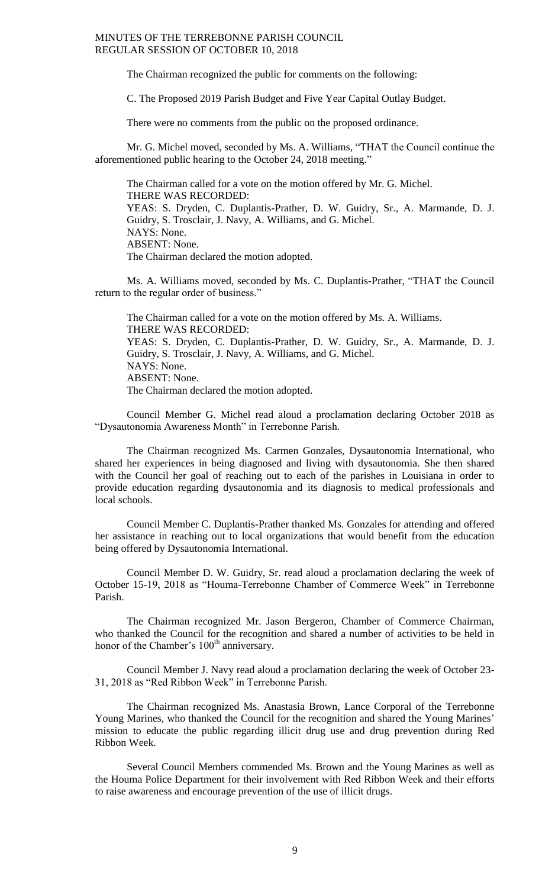The Chairman recognized the public for comments on the following:

C. The Proposed 2019 Parish Budget and Five Year Capital Outlay Budget.

There were no comments from the public on the proposed ordinance.

Mr. G. Michel moved, seconded by Ms. A. Williams, "THAT the Council continue the aforementioned public hearing to the October 24, 2018 meeting."

The Chairman called for a vote on the motion offered by Mr. G. Michel.
THERE WAS RECORDED:
YEAS: S. Dryden, C. Duplantis-Prather, D. W. Guidry, Sr., A. Marmande, D. J. Guidry, S. Trosclair, J. Navy, A. Williams, and G. Michel.
NAYS: None.
ABSENT: None.
The Chairman declared the motion adopted.

Ms. A. Williams moved, seconded by Ms. C. Duplantis-Prather, "THAT the Council return to the regular order of business."

The Chairman called for a vote on the motion offered by Ms. A. Williams.
THERE WAS RECORDED:
YEAS: S. Dryden, C. Duplantis-Prather, D. W. Guidry, Sr., A. Marmande, D. J. Guidry, S. Trosclair, J. Navy, A. Williams, and G. Michel.
NAYS: None.
ABSENT: None.
The Chairman declared the motion adopted.

Council Member G. Michel read aloud a proclamation declaring October 2018 as "Dysautonomia Awareness Month" in Terrebonne Parish.

The Chairman recognized Ms. Carmen Gonzales, Dysautonomia International, who shared her experiences in being diagnosed and living with dysautonomia. She then shared with the Council her goal of reaching out to each of the parishes in Louisiana in order to provide education regarding dysautonomia and its diagnosis to medical professionals and local schools.

Council Member C. Duplantis-Prather thanked Ms. Gonzales for attending and offered her assistance in reaching out to local organizations that would benefit from the education being offered by Dysautonomia International.

Council Member D. W. Guidry, Sr. read aloud a proclamation declaring the week of October 15-19, 2018 as "Houma-Terrebonne Chamber of Commerce Week" in Terrebonne Parish.

The Chairman recognized Mr. Jason Bergeron, Chamber of Commerce Chairman, who thanked the Council for the recognition and shared a number of activities to be held in honor of the Chamber's 100th anniversary.

Council Member J. Navy read aloud a proclamation declaring the week of October 23-31, 2018 as "Red Ribbon Week" in Terrebonne Parish.

The Chairman recognized Ms. Anastasia Brown, Lance Corporal of the Terrebonne Young Marines, who thanked the Council for the recognition and shared the Young Marines' mission to educate the public regarding illicit drug use and drug prevention during Red Ribbon Week.

Several Council Members commended Ms. Brown and the Young Marines as well as the Houma Police Department for their involvement with Red Ribbon Week and their efforts to raise awareness and encourage prevention of the use of illicit drugs.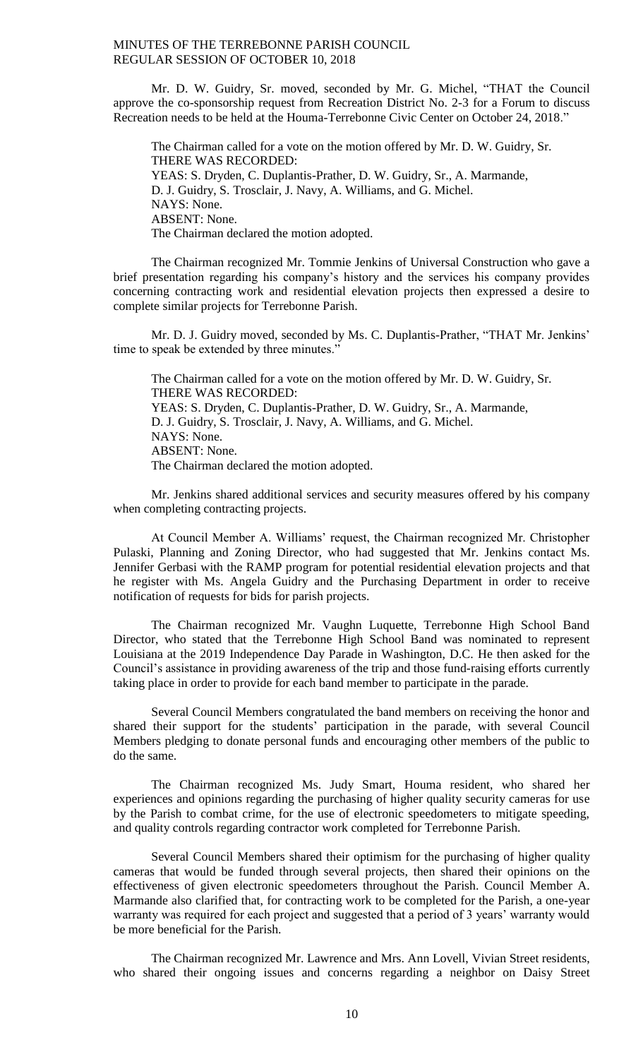Mr. D. W. Guidry, Sr. moved, seconded by Mr. G. Michel, "THAT the Council approve the co-sponsorship request from Recreation District No. 2-3 for a Forum to discuss Recreation needs to be held at the Houma-Terrebonne Civic Center on October 24, 2018."

The Chairman called for a vote on the motion offered by Mr. D. W. Guidry, Sr.
THERE WAS RECORDED:
YEAS: S. Dryden, C. Duplantis-Prather, D. W. Guidry, Sr., A. Marmande, D. J. Guidry, S. Trosclair, J. Navy, A. Williams, and G. Michel.
NAYS: None.
ABSENT: None.
The Chairman declared the motion adopted.

The Chairman recognized Mr. Tommie Jenkins of Universal Construction who gave a brief presentation regarding his company's history and the services his company provides concerning contracting work and residential elevation projects then expressed a desire to complete similar projects for Terrebonne Parish.

Mr. D. J. Guidry moved, seconded by Ms. C. Duplantis-Prather, "THAT Mr. Jenkins' time to speak be extended by three minutes."

The Chairman called for a vote on the motion offered by Mr. D. W. Guidry, Sr.
THERE WAS RECORDED:
YEAS: S. Dryden, C. Duplantis-Prather, D. W. Guidry, Sr., A. Marmande, D. J. Guidry, S. Trosclair, J. Navy, A. Williams, and G. Michel.
NAYS: None.
ABSENT: None.
The Chairman declared the motion adopted.

Mr. Jenkins shared additional services and security measures offered by his company when completing contracting projects.

At Council Member A. Williams' request, the Chairman recognized Mr. Christopher Pulaski, Planning and Zoning Director, who had suggested that Mr. Jenkins contact Ms. Jennifer Gerbasi with the RAMP program for potential residential elevation projects and that he register with Ms. Angela Guidry and the Purchasing Department in order to receive notification of requests for bids for parish projects.

The Chairman recognized Mr. Vaughn Luquette, Terrebonne High School Band Director, who stated that the Terrebonne High School Band was nominated to represent Louisiana at the 2019 Independence Day Parade in Washington, D.C. He then asked for the Council's assistance in providing awareness of the trip and those fund-raising efforts currently taking place in order to provide for each band member to participate in the parade.

Several Council Members congratulated the band members on receiving the honor and shared their support for the students' participation in the parade, with several Council Members pledging to donate personal funds and encouraging other members of the public to do the same.

The Chairman recognized Ms. Judy Smart, Houma resident, who shared her experiences and opinions regarding the purchasing of higher quality security cameras for use by the Parish to combat crime, for the use of electronic speedometers to mitigate speeding, and quality controls regarding contractor work completed for Terrebonne Parish.

Several Council Members shared their optimism for the purchasing of higher quality cameras that would be funded through several projects, then shared their opinions on the effectiveness of given electronic speedometers throughout the Parish. Council Member A. Marmande also clarified that, for contracting work to be completed for the Parish, a one-year warranty was required for each project and suggested that a period of 3 years' warranty would be more beneficial for the Parish.

The Chairman recognized Mr. Lawrence and Mrs. Ann Lovell, Vivian Street residents, who shared their ongoing issues and concerns regarding a neighbor on Daisy Street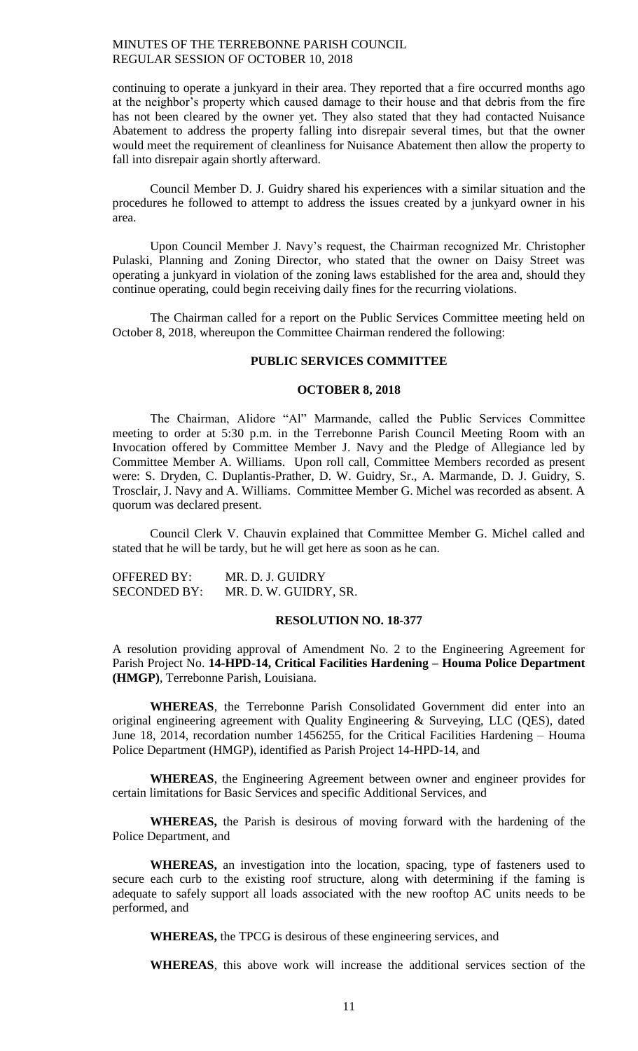continuing to operate a junkyard in their area. They reported that a fire occurred months ago at the neighbor's property which caused damage to their house and that debris from the fire has not been cleared by the owner yet. They also stated that they had contacted Nuisance Abatement to address the property falling into disrepair several times, but that the owner would meet the requirement of cleanliness for Nuisance Abatement then allow the property to fall into disrepair again shortly afterward.

Council Member D. J. Guidry shared his experiences with a similar situation and the procedures he followed to attempt to address the issues created by a junkyard owner in his area.

Upon Council Member J. Navy's request, the Chairman recognized Mr. Christopher Pulaski, Planning and Zoning Director, who stated that the owner on Daisy Street was operating a junkyard in violation of the zoning laws established for the area and, should they continue operating, could begin receiving daily fines for the recurring violations.

The Chairman called for a report on the Public Services Committee meeting held on October 8, 2018, whereupon the Committee Chairman rendered the following:

## PUBLIC SERVICES COMMITTEE

### OCTOBER 8, 2018

The Chairman, Alidore "Al" Marmande, called the Public Services Committee meeting to order at 5:30 p.m. in the Terrebonne Parish Council Meeting Room with an Invocation offered by Committee Member J. Navy and the Pledge of Allegiance led by Committee Member A. Williams. Upon roll call, Committee Members recorded as present were: S. Dryden, C. Duplantis-Prather, D. W. Guidry, Sr., A. Marmande, D. J. Guidry, S. Trosclair, J. Navy and A. Williams. Committee Member G. Michel was recorded as absent. A quorum was declared present.

Council Clerk V. Chauvin explained that Committee Member G. Michel called and stated that he will be tardy, but he will get here as soon as he can.

OFFERED BY: MR. D. J. GUIDRY
SECONDED BY: MR. D. W. GUIDRY, SR.

### RESOLUTION NO. 18-377

A resolution providing approval of Amendment No. 2 to the Engineering Agreement for Parish Project No. **14-HPD-14, Critical Facilities Hardening – Houma Police Department (HMGP)**, Terrebonne Parish, Louisiana.

**WHEREAS**, the Terrebonne Parish Consolidated Government did enter into an original engineering agreement with Quality Engineering & Surveying, LLC (QES), dated June 18, 2014, recordation number 1456255, for the Critical Facilities Hardening – Houma Police Department (HMGP), identified as Parish Project 14-HPD-14, and

**WHEREAS**, the Engineering Agreement between owner and engineer provides for certain limitations for Basic Services and specific Additional Services, and

**WHEREAS,** the Parish is desirous of moving forward with the hardening of the Police Department, and

**WHEREAS,** an investigation into the location, spacing, type of fasteners used to secure each curb to the existing roof structure, along with determining if the faming is adequate to safely support all loads associated with the new rooftop AC units needs to be performed, and

**WHEREAS,** the TPCG is desirous of these engineering services, and

**WHEREAS**, this above work will increase the additional services section of the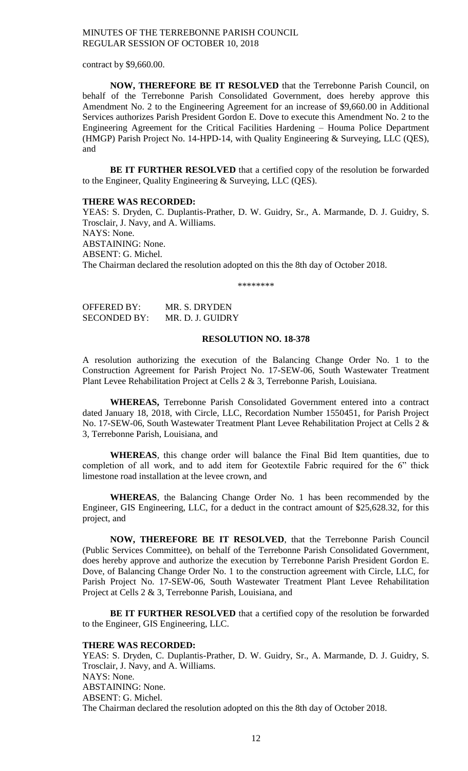contract by $9,660.00.

**NOW, THEREFORE BE IT RESOLVED** that the Terrebonne Parish Council, on behalf of the Terrebonne Parish Consolidated Government, does hereby approve this Amendment No. 2 to the Engineering Agreement for an increase of $9,660.00 in Additional Services authorizes Parish President Gordon E. Dove to execute this Amendment No. 2 to the Engineering Agreement for the Critical Facilities Hardening – Houma Police Department (HMGP) Parish Project No. 14-HPD-14, with Quality Engineering & Surveying, LLC (QES), and

**BE IT FURTHER RESOLVED** that a certified copy of the resolution be forwarded to the Engineer, Quality Engineering & Surveying, LLC (QES).

**THERE WAS RECORDED:**
YEAS: S. Dryden, C. Duplantis-Prather, D. W. Guidry, Sr., A. Marmande, D. J. Guidry, S. Trosclair, J. Navy, and A. Williams.
NAYS: None.
ABSTAINING: None.
ABSENT: G. Michel.
The Chairman declared the resolution adopted on this the 8th day of October 2018.

\*\*\*\*\*\*\*\*

OFFERED BY: MR. S. DRYDEN
SECONDED BY: MR. D. J. GUIDRY

**RESOLUTION NO. 18-378**

A resolution authorizing the execution of the Balancing Change Order No. 1 to the Construction Agreement for Parish Project No. 17-SEW-06, South Wastewater Treatment Plant Levee Rehabilitation Project at Cells 2 & 3, Terrebonne Parish, Louisiana.

**WHEREAS,** Terrebonne Parish Consolidated Government entered into a contract dated January 18, 2018, with Circle, LLC, Recordation Number 1550451, for Parish Project No. 17-SEW-06, South Wastewater Treatment Plant Levee Rehabilitation Project at Cells 2 & 3, Terrebonne Parish, Louisiana, and

**WHEREAS**, this change order will balance the Final Bid Item quantities, due to completion of all work, and to add item for Geotextile Fabric required for the 6" thick limestone road installation at the levee crown, and

**WHEREAS**, the Balancing Change Order No. 1 has been recommended by the Engineer, GIS Engineering, LLC, for a deduct in the contract amount of $25,628.32, for this project, and

**NOW, THEREFORE BE IT RESOLVED**, that the Terrebonne Parish Council (Public Services Committee), on behalf of the Terrebonne Parish Consolidated Government, does hereby approve and authorize the execution by Terrebonne Parish President Gordon E. Dove, of Balancing Change Order No. 1 to the construction agreement with Circle, LLC, for Parish Project No. 17-SEW-06, South Wastewater Treatment Plant Levee Rehabilitation Project at Cells 2 & 3, Terrebonne Parish, Louisiana, and

**BE IT FURTHER RESOLVED** that a certified copy of the resolution be forwarded to the Engineer, GIS Engineering, LLC.

**THERE WAS RECORDED:**
YEAS: S. Dryden, C. Duplantis-Prather, D. W. Guidry, Sr., A. Marmande, D. J. Guidry, S. Trosclair, J. Navy, and A. Williams.
NAYS: None.
ABSTAINING: None.
ABSENT: G. Michel.
The Chairman declared the resolution adopted on this the 8th day of October 2018.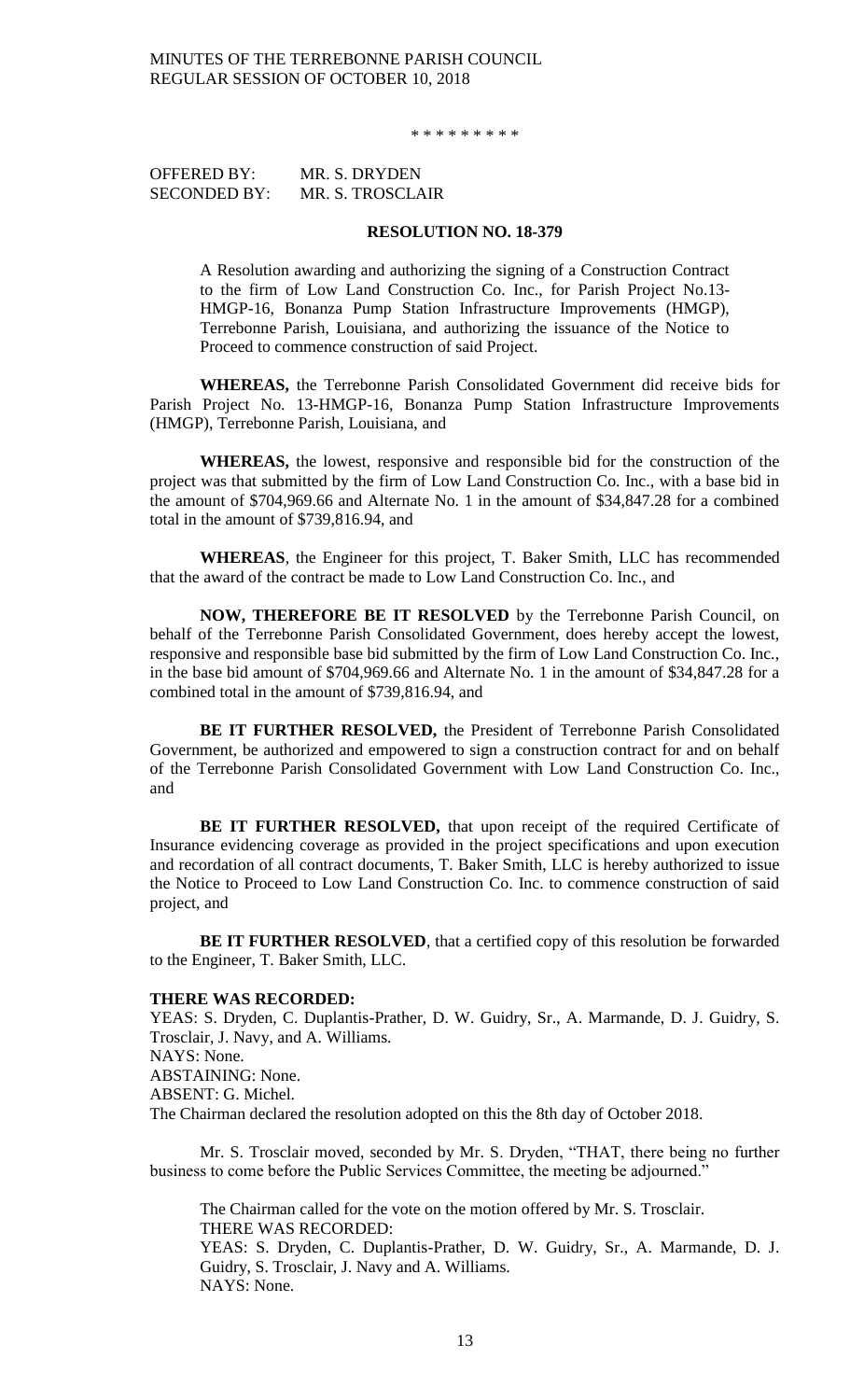\* \* \* \* \* \* \* \* \*

OFFERED BY: MR. S. DRYDEN
SECONDED BY: MR. S. TROSCLAIR

**RESOLUTION NO. 18-379**

A Resolution awarding and authorizing the signing of a Construction Contract to the firm of Low Land Construction Co. Inc., for Parish Project No.13-HMGP-16, Bonanza Pump Station Infrastructure Improvements (HMGP), Terrebonne Parish, Louisiana, and authorizing the issuance of the Notice to Proceed to commence construction of said Project.

**WHEREAS,** the Terrebonne Parish Consolidated Government did receive bids for Parish Project No. 13-HMGP-16, Bonanza Pump Station Infrastructure Improvements (HMGP), Terrebonne Parish, Louisiana, and

**WHEREAS,** the lowest, responsive and responsible bid for the construction of the project was that submitted by the firm of Low Land Construction Co. Inc., with a base bid in the amount of $704,969.66 and Alternate No. 1 in the amount of $34,847.28 for a combined total in the amount of $739,816.94, and

**WHEREAS**, the Engineer for this project, T. Baker Smith, LLC has recommended that the award of the contract be made to Low Land Construction Co. Inc., and

**NOW, THEREFORE BE IT RESOLVED** by the Terrebonne Parish Council, on behalf of the Terrebonne Parish Consolidated Government, does hereby accept the lowest, responsive and responsible base bid submitted by the firm of Low Land Construction Co. Inc., in the base bid amount of $704,969.66 and Alternate No. 1 in the amount of $34,847.28 for a combined total in the amount of $739,816.94, and

**BE IT FURTHER RESOLVED,** the President of Terrebonne Parish Consolidated Government, be authorized and empowered to sign a construction contract for and on behalf of the Terrebonne Parish Consolidated Government with Low Land Construction Co. Inc., and

**BE IT FURTHER RESOLVED,** that upon receipt of the required Certificate of Insurance evidencing coverage as provided in the project specifications and upon execution and recordation of all contract documents, T. Baker Smith, LLC is hereby authorized to issue the Notice to Proceed to Low Land Construction Co. Inc. to commence construction of said project, and

**BE IT FURTHER RESOLVED**, that a certified copy of this resolution be forwarded to the Engineer, T. Baker Smith, LLC.

**THERE WAS RECORDED:**
YEAS: S. Dryden, C. Duplantis-Prather, D. W. Guidry, Sr., A. Marmande, D. J. Guidry, S. Trosclair, J. Navy, and A. Williams.
NAYS: None.
ABSTAINING: None.
ABSENT: G. Michel.
The Chairman declared the resolution adopted on this the 8th day of October 2018.

Mr. S. Trosclair moved, seconded by Mr. S. Dryden, "THAT, there being no further business to come before the Public Services Committee, the meeting be adjourned."

The Chairman called for the vote on the motion offered by Mr. S. Trosclair.
THERE WAS RECORDED:
YEAS: S. Dryden, C. Duplantis-Prather, D. W. Guidry, Sr., A. Marmande, D. J. Guidry, S. Trosclair, J. Navy and A. Williams.
NAYS: None.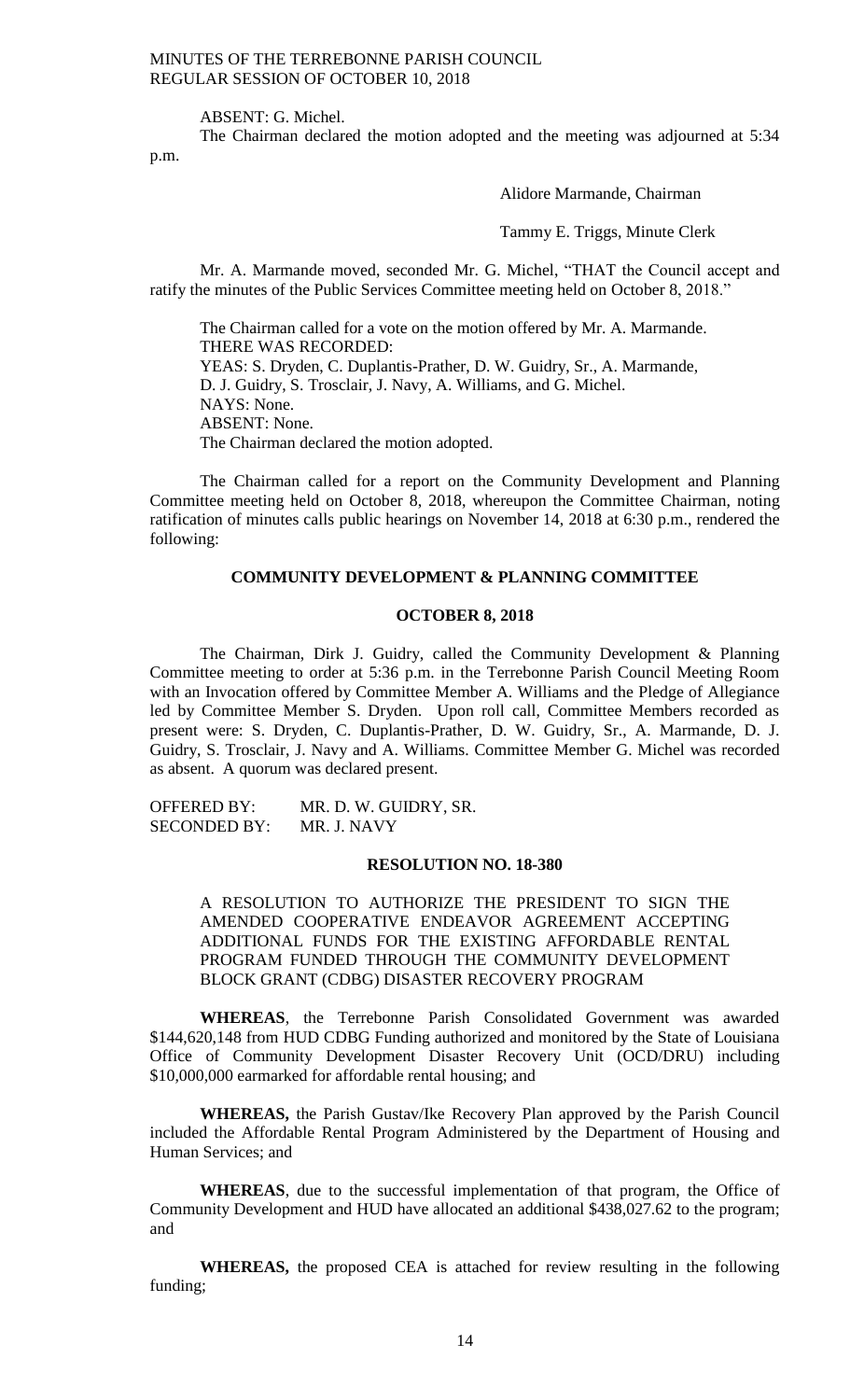ABSENT: G. Michel.

The Chairman declared the motion adopted and the meeting was adjourned at 5:34 p.m.

Alidore Marmande, Chairman

Tammy E. Triggs, Minute Clerk

Mr. A. Marmande moved, seconded Mr. G. Michel, "THAT the Council accept and ratify the minutes of the Public Services Committee meeting held on October 8, 2018."

The Chairman called for a vote on the motion offered by Mr. A. Marmande.
THERE WAS RECORDED:
YEAS: S. Dryden, C. Duplantis-Prather, D. W. Guidry, Sr., A. Marmande, D. J. Guidry, S. Trosclair, J. Navy, A. Williams, and G. Michel.
NAYS: None.
ABSENT: None.
The Chairman declared the motion adopted.

The Chairman called for a report on the Community Development and Planning Committee meeting held on October 8, 2018, whereupon the Committee Chairman, noting ratification of minutes calls public hearings on November 14, 2018 at 6:30 p.m., rendered the following:

## COMMUNITY DEVELOPMENT & PLANNING COMMITTEE

## OCTOBER 8, 2018

The Chairman, Dirk J. Guidry, called the Community Development & Planning Committee meeting to order at 5:36 p.m. in the Terrebonne Parish Council Meeting Room with an Invocation offered by Committee Member A. Williams and the Pledge of Allegiance led by Committee Member S. Dryden. Upon roll call, Committee Members recorded as present were: S. Dryden, C. Duplantis-Prather, D. W. Guidry, Sr., A. Marmande, D. J. Guidry, S. Trosclair, J. Navy and A. Williams. Committee Member G. Michel was recorded as absent. A quorum was declared present.

OFFERED BY: MR. D. W. GUIDRY, SR.
SECONDED BY: MR. J. NAVY

### RESOLUTION NO. 18-380

A RESOLUTION TO AUTHORIZE THE PRESIDENT TO SIGN THE AMENDED COOPERATIVE ENDEAVOR AGREEMENT ACCEPTING ADDITIONAL FUNDS FOR THE EXISTING AFFORDABLE RENTAL PROGRAM FUNDED THROUGH THE COMMUNITY DEVELOPMENT BLOCK GRANT (CDBG) DISASTER RECOVERY PROGRAM

**WHEREAS**, the Terrebonne Parish Consolidated Government was awarded $144,620,148 from HUD CDBG Funding authorized and monitored by the State of Louisiana Office of Community Development Disaster Recovery Unit (OCD/DRU) including $10,000,000 earmarked for affordable rental housing; and

**WHEREAS,** the Parish Gustav/Ike Recovery Plan approved by the Parish Council included the Affordable Rental Program Administered by the Department of Housing and Human Services; and

**WHEREAS**, due to the successful implementation of that program, the Office of Community Development and HUD have allocated an additional $438,027.62 to the program; and

**WHEREAS,** the proposed CEA is attached for review resulting in the following funding;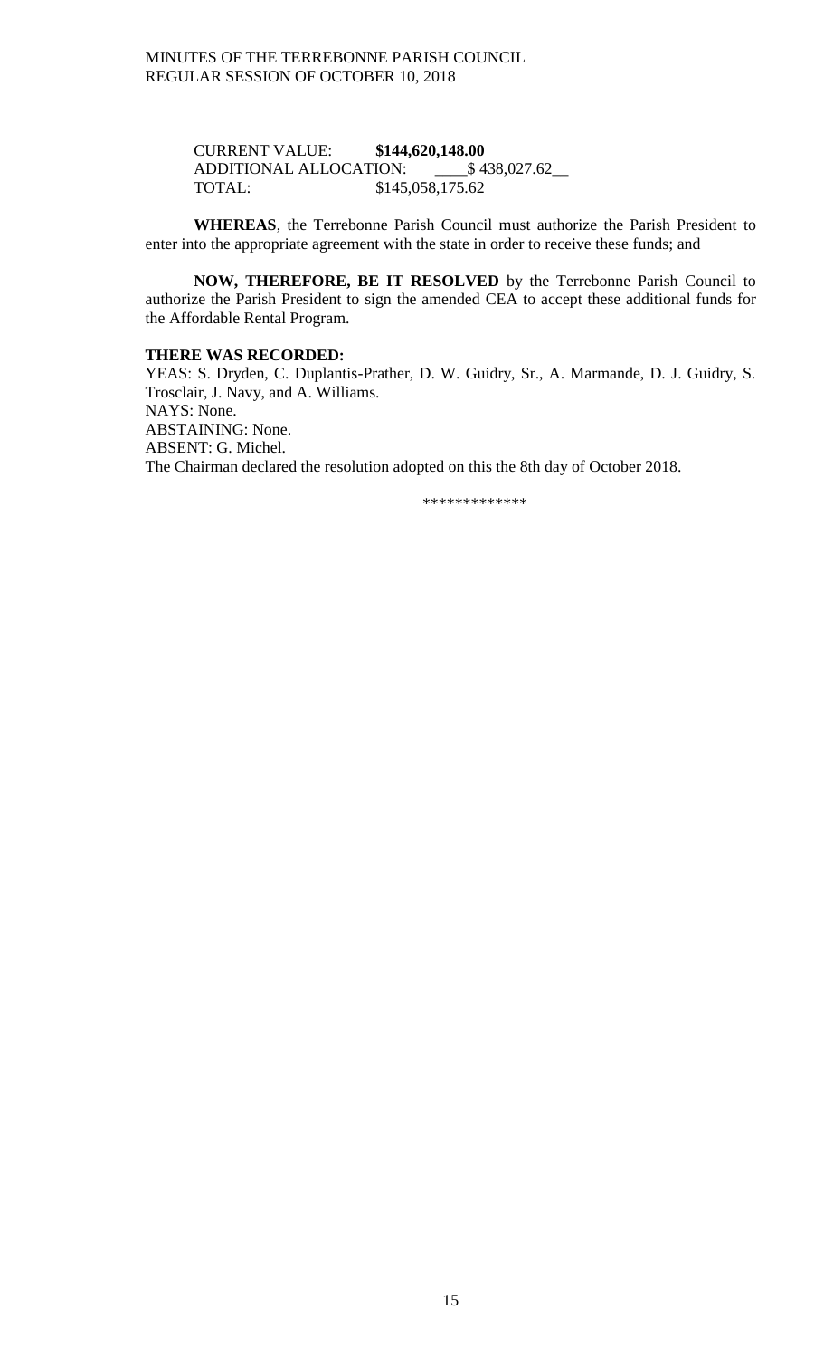CURRENT VALUE: **$144,620,148.00**
ADDITIONAL ALLOCATION: ____$ 438,027.62__
TOTAL: $145,058,175.62

**WHEREAS**, the Terrebonne Parish Council must authorize the Parish President to enter into the appropriate agreement with the state in order to receive these funds; and

**NOW, THEREFORE, BE IT RESOLVED** by the Terrebonne Parish Council to authorize the Parish President to sign the amended CEA to accept these additional funds for the Affordable Rental Program.

**THERE WAS RECORDED:**
YEAS: S. Dryden, C. Duplantis-Prather, D. W. Guidry, Sr., A. Marmande, D. J. Guidry, S. Trosclair, J. Navy, and A. Williams.
NAYS: None.
ABSTAINING: None.
ABSENT: G. Michel.
The Chairman declared the resolution adopted on this the 8th day of October 2018.

*************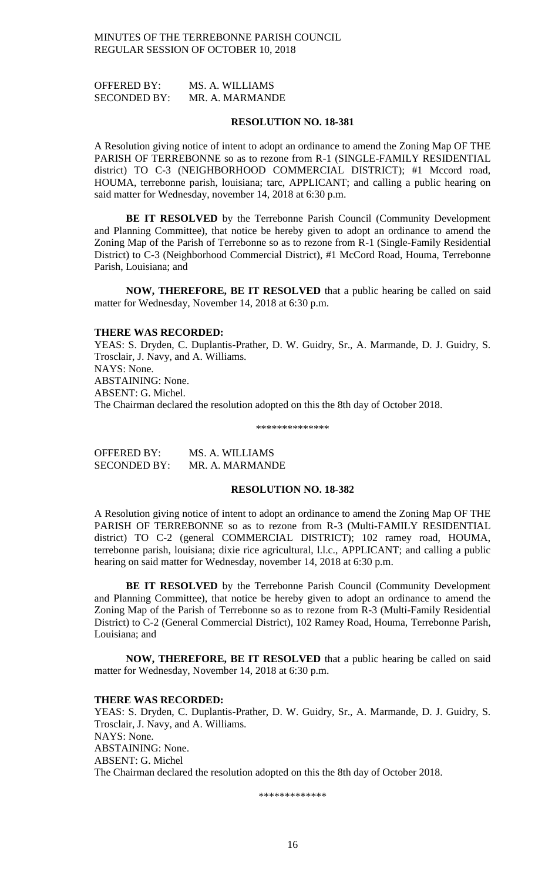OFFERED BY: MS. A. WILLIAMS
SECONDED BY: MR. A. MARMANDE

**RESOLUTION NO. 18-381**

A Resolution giving notice of intent to adopt an ordinance to amend the Zoning Map OF THE PARISH OF TERREBONNE so as to rezone from R-1 (SINGLE-FAMILY RESIDENTIAL district) TO C-3 (NEIGHBORHOOD COMMERCIAL DISTRICT); #1 Mccord road, HOUMA, terrebonne parish, louisiana; tarc, APPLICANT; and calling a public hearing on said matter for Wednesday, november 14, 2018 at 6:30 p.m.

**BE IT RESOLVED** by the Terrebonne Parish Council (Community Development and Planning Committee), that notice be hereby given to adopt an ordinance to amend the Zoning Map of the Parish of Terrebonne so as to rezone from R-1 (Single-Family Residential District) to C-3 (Neighborhood Commercial District), #1 McCord Road, Houma, Terrebonne Parish, Louisiana; and

**NOW, THEREFORE, BE IT RESOLVED** that a public hearing be called on said matter for Wednesday, November 14, 2018 at 6:30 p.m.

**THERE WAS RECORDED:**
YEAS: S. Dryden, C. Duplantis-Prather, D. W. Guidry, Sr., A. Marmande, D. J. Guidry, S. Trosclair, J. Navy, and A. Williams.
NAYS: None.
ABSTAINING: None.
ABSENT: G. Michel.
The Chairman declared the resolution adopted on this the 8th day of October 2018.

\*\*\*\*\*\*\*\*\*\*\*\*\*\*

OFFERED BY: MS. A. WILLIAMS
SECONDED BY: MR. A. MARMANDE

**RESOLUTION NO. 18-382**

A Resolution giving notice of intent to adopt an ordinance to amend the Zoning Map OF THE PARISH OF TERREBONNE so as to rezone from R-3 (Multi-FAMILY RESIDENTIAL district) TO C-2 (general COMMERCIAL DISTRICT); 102 ramey road, HOUMA, terrebonne parish, louisiana; dixie rice agricultural, l.l.c., APPLICANT; and calling a public hearing on said matter for Wednesday, november 14, 2018 at 6:30 p.m.

**BE IT RESOLVED** by the Terrebonne Parish Council (Community Development and Planning Committee), that notice be hereby given to adopt an ordinance to amend the Zoning Map of the Parish of Terrebonne so as to rezone from R-3 (Multi-Family Residential District) to C-2 (General Commercial District), 102 Ramey Road, Houma, Terrebonne Parish, Louisiana; and

**NOW, THEREFORE, BE IT RESOLVED** that a public hearing be called on said matter for Wednesday, November 14, 2018 at 6:30 p.m.

**THERE WAS RECORDED:**
YEAS: S. Dryden, C. Duplantis-Prather, D. W. Guidry, Sr., A. Marmande, D. J. Guidry, S. Trosclair, J. Navy, and A. Williams.
NAYS: None.
ABSTAINING: None.
ABSENT: G. Michel
The Chairman declared the resolution adopted on this the 8th day of October 2018.

\*\*\*\*\*\*\*\*\*\*\*\*\*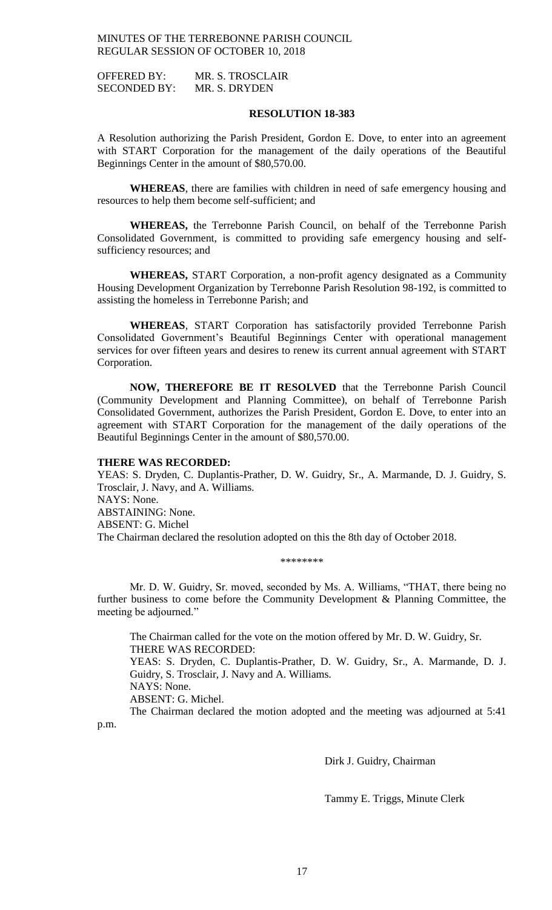OFFERED BY: MR. S. TROSCLAIR
SECONDED BY: MR. S. DRYDEN

**RESOLUTION 18-383**

A Resolution authorizing the Parish President, Gordon E. Dove, to enter into an agreement with START Corporation for the management of the daily operations of the Beautiful Beginnings Center in the amount of $80,570.00.

**WHEREAS**, there are families with children in need of safe emergency housing and resources to help them become self-sufficient; and

**WHEREAS,** the Terrebonne Parish Council, on behalf of the Terrebonne Parish Consolidated Government, is committed to providing safe emergency housing and self-sufficiency resources; and

**WHEREAS,** START Corporation, a non-profit agency designated as a Community Housing Development Organization by Terrebonne Parish Resolution 98-192, is committed to assisting the homeless in Terrebonne Parish; and

**WHEREAS**, START Corporation has satisfactorily provided Terrebonne Parish Consolidated Government's Beautiful Beginnings Center with operational management services for over fifteen years and desires to renew its current annual agreement with START Corporation.

**NOW, THEREFORE BE IT RESOLVED** that the Terrebonne Parish Council (Community Development and Planning Committee), on behalf of Terrebonne Parish Consolidated Government, authorizes the Parish President, Gordon E. Dove, to enter into an agreement with START Corporation for the management of the daily operations of the Beautiful Beginnings Center in the amount of $80,570.00.

**THERE WAS RECORDED:**
YEAS: S. Dryden, C. Duplantis-Prather, D. W. Guidry, Sr., A. Marmande, D. J. Guidry, S. Trosclair, J. Navy, and A. Williams.
NAYS: None.
ABSTAINING: None.
ABSENT: G. Michel
The Chairman declared the resolution adopted on this the 8th day of October 2018.

\*\*\*\*\*\*\*\*

Mr. D. W. Guidry, Sr. moved, seconded by Ms. A. Williams, "THAT, there being no further business to come before the Community Development & Planning Committee, the meeting be adjourned."

The Chairman called for the vote on the motion offered by Mr. D. W. Guidry, Sr.
THERE WAS RECORDED:
YEAS: S. Dryden, C. Duplantis-Prather, D. W. Guidry, Sr., A. Marmande, D. J. Guidry, S. Trosclair, J. Navy and A. Williams.
NAYS: None.
ABSENT: G. Michel.
The Chairman declared the motion adopted and the meeting was adjourned at 5:41 p.m.

Dirk J. Guidry, Chairman

Tammy E. Triggs, Minute Clerk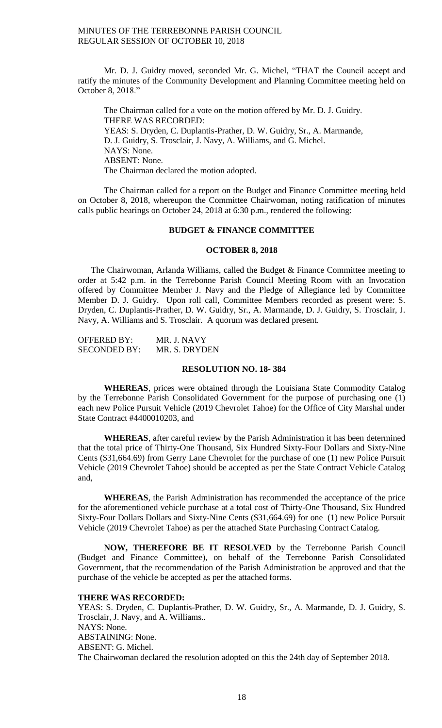Mr. D. J. Guidry moved, seconded Mr. G. Michel, "THAT the Council accept and ratify the minutes of the Community Development and Planning Committee meeting held on October 8, 2018."

The Chairman called for a vote on the motion offered by Mr. D. J. Guidry.
THERE WAS RECORDED:
YEAS: S. Dryden, C. Duplantis-Prather, D. W. Guidry, Sr., A. Marmande, D. J. Guidry, S. Trosclair, J. Navy, A. Williams, and G. Michel.
NAYS: None.
ABSENT: None.
The Chairman declared the motion adopted.

The Chairman called for a report on the Budget and Finance Committee meeting held on October 8, 2018, whereupon the Committee Chairwoman, noting ratification of minutes calls public hearings on October 24, 2018 at 6:30 p.m., rendered the following:

**BUDGET & FINANCE COMMITTEE**

**OCTOBER 8, 2018**

The Chairwoman, Arlanda Williams, called the Budget & Finance Committee meeting to order at 5:42 p.m. in the Terrebonne Parish Council Meeting Room with an Invocation offered by Committee Member J. Navy and the Pledge of Allegiance led by Committee Member D. J. Guidry. Upon roll call, Committee Members recorded as present were: S. Dryden, C. Duplantis-Prather, D. W. Guidry, Sr., A. Marmande, D. J. Guidry, S. Trosclair, J. Navy, A. Williams and S. Trosclair. A quorum was declared present.

OFFERED BY: MR. J. NAVY
SECONDED BY: MR. S. DRYDEN

**RESOLUTION NO. 18- 384**

**WHEREAS**, prices were obtained through the Louisiana State Commodity Catalog by the Terrebonne Parish Consolidated Government for the purpose of purchasing one (1) each new Police Pursuit Vehicle (2019 Chevrolet Tahoe) for the Office of City Marshal under State Contract #4400010203, and

**WHEREAS**, after careful review by the Parish Administration it has been determined that the total price of Thirty-One Thousand, Six Hundred Sixty-Four Dollars and Sixty-Nine Cents ($31,664.69) from Gerry Lane Chevrolet for the purchase of one (1) new Police Pursuit Vehicle (2019 Chevrolet Tahoe) should be accepted as per the State Contract Vehicle Catalog and,

**WHEREAS**, the Parish Administration has recommended the acceptance of the price for the aforementioned vehicle purchase at a total cost of Thirty-One Thousand, Six Hundred Sixty-Four Dollars Dollars and Sixty-Nine Cents ($31,664.69) for one (1) new Police Pursuit Vehicle (2019 Chevrolet Tahoe) as per the attached State Purchasing Contract Catalog.

**NOW, THEREFORE BE IT RESOLVED** by the Terrebonne Parish Council (Budget and Finance Committee), on behalf of the Terrebonne Parish Consolidated Government, that the recommendation of the Parish Administration be approved and that the purchase of the vehicle be accepted as per the attached forms.

**THERE WAS RECORDED:**
YEAS: S. Dryden, C. Duplantis-Prather, D. W. Guidry, Sr., A. Marmande, D. J. Guidry, S. Trosclair, J. Navy, and A. Williams..
NAYS: None.
ABSTAINING: None.
ABSENT: G. Michel.
The Chairwoman declared the resolution adopted on this the 24th day of September 2018.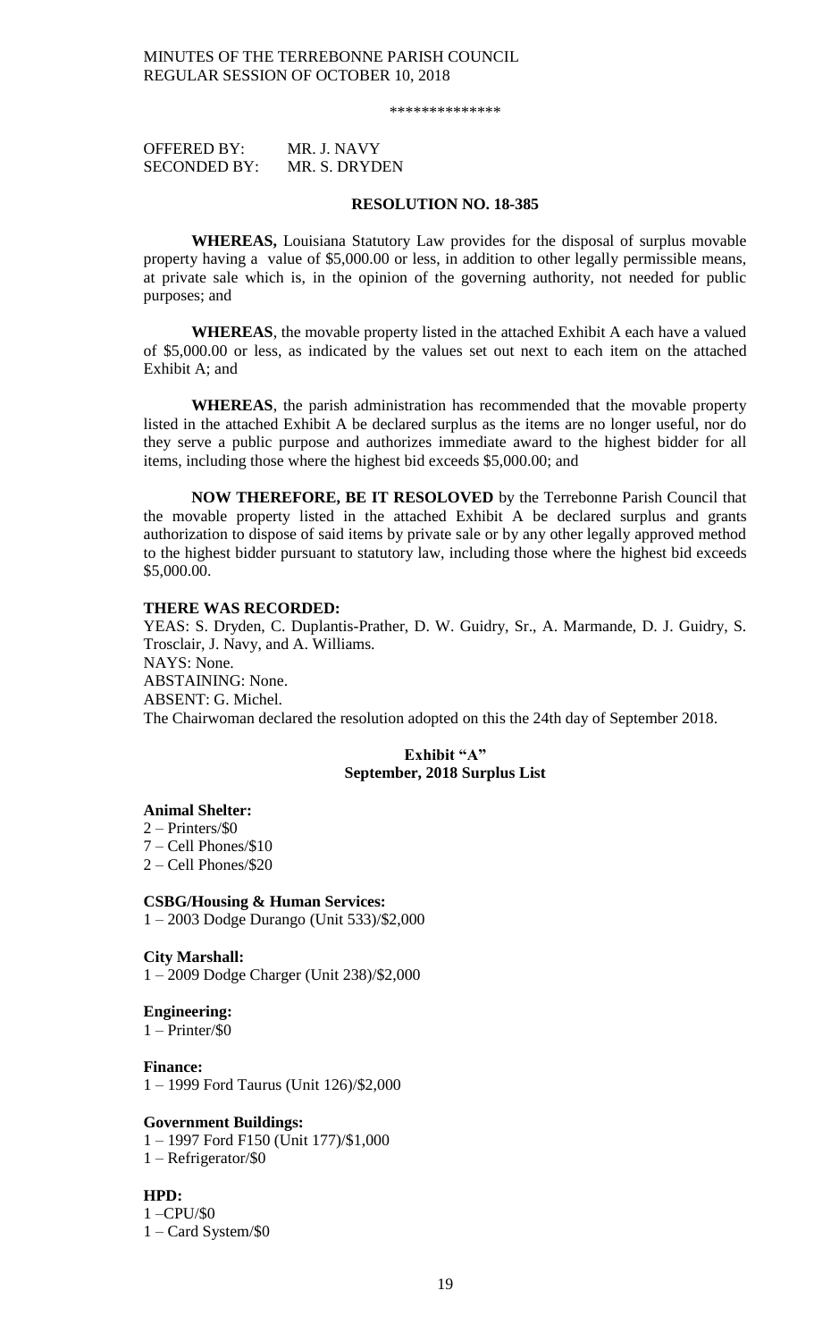\*\*\*\*\*\*\*\*\*\*\*\*\*\*

OFFERED BY: MR. J. NAVY
SECONDED BY: MR. S. DRYDEN

**RESOLUTION NO. 18-385**

**WHEREAS,** Louisiana Statutory Law provides for the disposal of surplus movable property having a value of $5,000.00 or less, in addition to other legally permissible means, at private sale which is, in the opinion of the governing authority, not needed for public purposes; and

**WHEREAS**, the movable property listed in the attached Exhibit A each have a valued of $5,000.00 or less, as indicated by the values set out next to each item on the attached Exhibit A; and

**WHEREAS**, the parish administration has recommended that the movable property listed in the attached Exhibit A be declared surplus as the items are no longer useful, nor do they serve a public purpose and authorizes immediate award to the highest bidder for all items, including those where the highest bid exceeds $5,000.00; and

**NOW THEREFORE, BE IT RESOLOVED** by the Terrebonne Parish Council that the movable property listed in the attached Exhibit A be declared surplus and grants authorization to dispose of said items by private sale or by any other legally approved method to the highest bidder pursuant to statutory law, including those where the highest bid exceeds $5,000.00.

**THERE WAS RECORDED:**
YEAS: S. Dryden, C. Duplantis-Prather, D. W. Guidry, Sr., A. Marmande, D. J. Guidry, S. Trosclair, J. Navy, and A. Williams.
NAYS: None.
ABSTAINING: None.
ABSENT: G. Michel.
The Chairwoman declared the resolution adopted on this the 24th day of September 2018.

**Exhibit "A"**
**September, 2018 Surplus List**

**Animal Shelter:**
2 – Printers/$0
7 – Cell Phones/$10
2 – Cell Phones/$20

**CSBG/Housing & Human Services:**
1 – 2003 Dodge Durango (Unit 533)/$2,000

**City Marshall:**
1 – 2009 Dodge Charger (Unit 238)/$2,000

**Engineering:**
1 – Printer/$0

**Finance:**
1 – 1999 Ford Taurus (Unit 126)/$2,000

**Government Buildings:**
1 – 1997 Ford F150 (Unit 177)/$1,000
1 – Refrigerator/$0

**HPD:**
1 –CPU/$0
1 – Card System/$0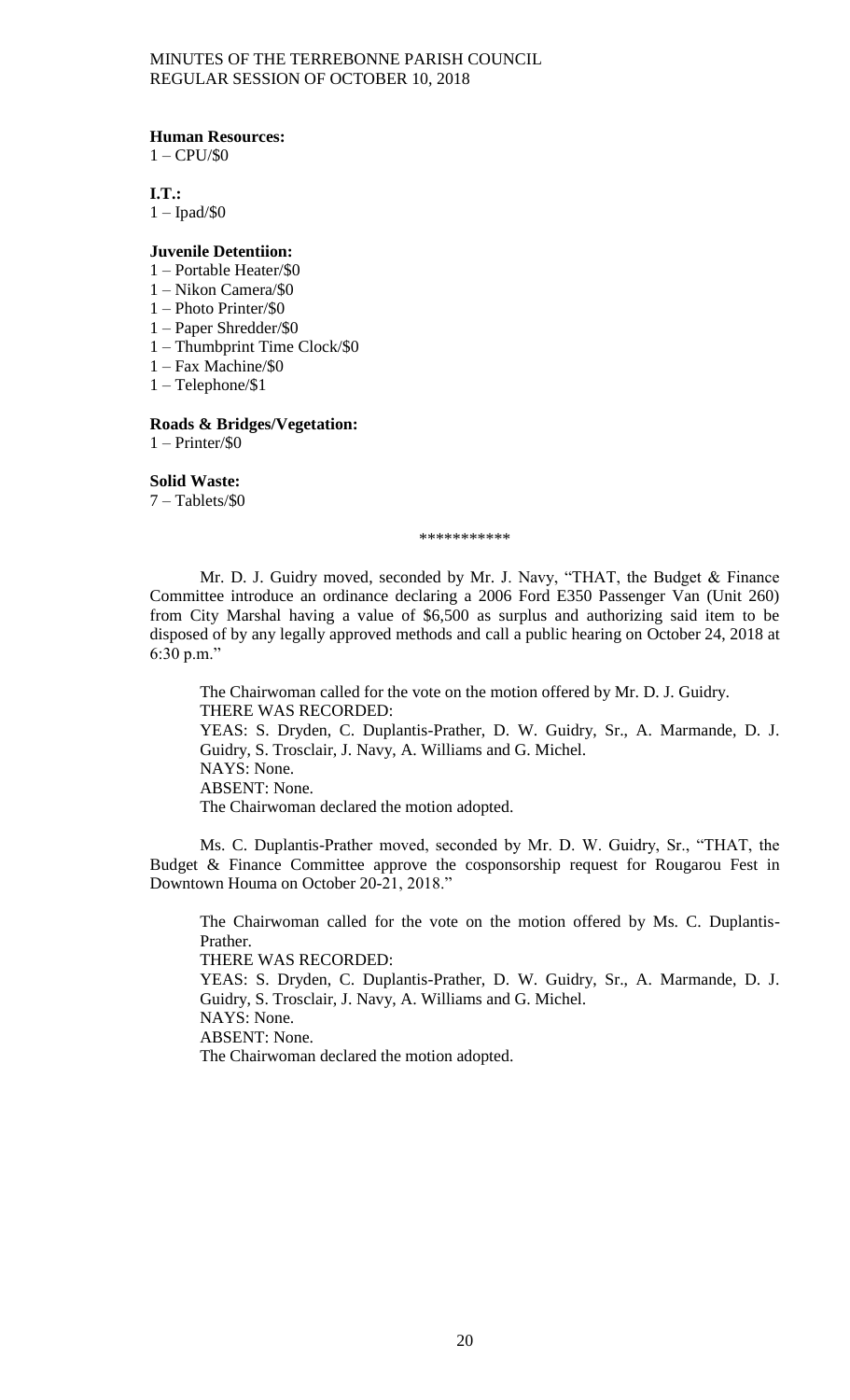**Human Resources:**
1 – CPU/$0

**I.T.:**
1 – Ipad/$0

**Juvenile Detentiion:**
1 – Portable Heater/$0
1 – Nikon Camera/$0
1 – Photo Printer/$0
1 – Paper Shredder/$0
1 – Thumbprint Time Clock/$0
1 – Fax Machine/$0
1 – Telephone/$1

**Roads & Bridges/Vegetation:**
1 – Printer/$0

**Solid Waste:**
7 – Tablets/$0

\*\*\*\*\*\*\*\*\*\*\*

Mr. D. J. Guidry moved, seconded by Mr. J. Navy, "THAT, the Budget & Finance Committee introduce an ordinance declaring a 2006 Ford E350 Passenger Van (Unit 260) from City Marshal having a value of $6,500 as surplus and authorizing said item to be disposed of by any legally approved methods and call a public hearing on October 24, 2018 at 6:30 p.m."

The Chairwoman called for the vote on the motion offered by Mr. D. J. Guidry.
THERE WAS RECORDED:
YEAS: S. Dryden, C. Duplantis-Prather, D. W. Guidry, Sr., A. Marmande, D. J. Guidry, S. Trosclair, J. Navy, A. Williams and G. Michel.
NAYS: None.
ABSENT: None.
The Chairwoman declared the motion adopted.

Ms. C. Duplantis-Prather moved, seconded by Mr. D. W. Guidry, Sr., "THAT, the Budget & Finance Committee approve the cosponsorship request for Rougarou Fest in Downtown Houma on October 20-21, 2018."

The Chairwoman called for the vote on the motion offered by Ms. C. Duplantis-Prather.
THERE WAS RECORDED:
YEAS: S. Dryden, C. Duplantis-Prather, D. W. Guidry, Sr., A. Marmande, D. J. Guidry, S. Trosclair, J. Navy, A. Williams and G. Michel.
NAYS: None.
ABSENT: None.
The Chairwoman declared the motion adopted.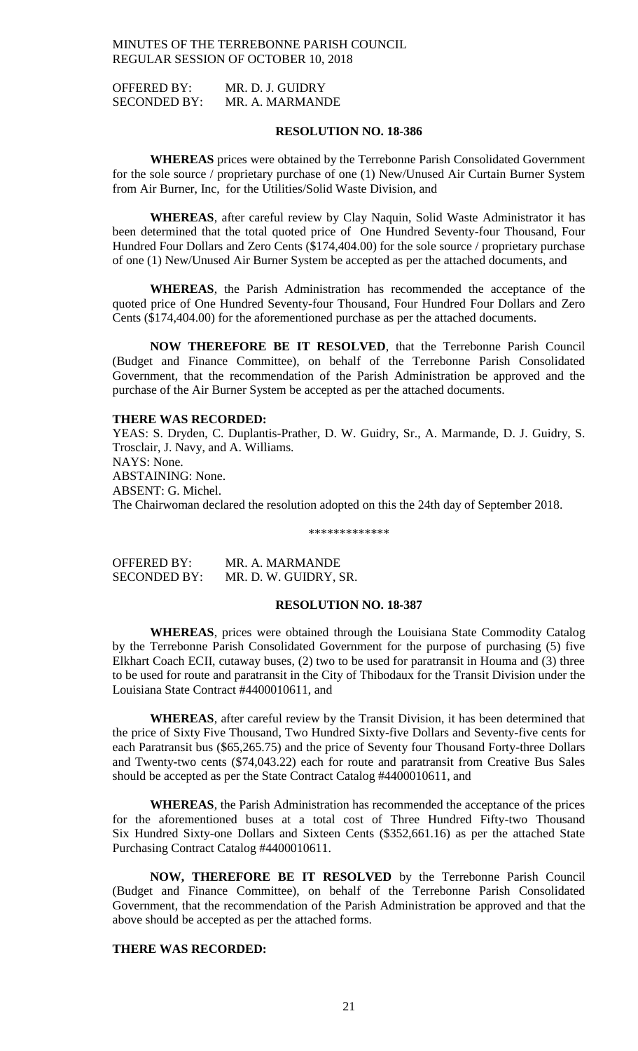OFFERED BY: MR. D. J. GUIDRY
SECONDED BY: MR. A. MARMANDE

**RESOLUTION NO. 18-386**

**WHEREAS** prices were obtained by the Terrebonne Parish Consolidated Government for the sole source / proprietary purchase of one (1) New/Unused Air Curtain Burner System from Air Burner, Inc, for the Utilities/Solid Waste Division, and

**WHEREAS**, after careful review by Clay Naquin, Solid Waste Administrator it has been determined that the total quoted price of One Hundred Seventy-four Thousand, Four Hundred Four Dollars and Zero Cents ($174,404.00) for the sole source / proprietary purchase of one (1) New/Unused Air Burner System be accepted as per the attached documents, and

**WHEREAS**, the Parish Administration has recommended the acceptance of the quoted price of One Hundred Seventy-four Thousand, Four Hundred Four Dollars and Zero Cents ($174,404.00) for the aforementioned purchase as per the attached documents.

**NOW THEREFORE BE IT RESOLVED**, that the Terrebonne Parish Council (Budget and Finance Committee), on behalf of the Terrebonne Parish Consolidated Government, that the recommendation of the Parish Administration be approved and the purchase of the Air Burner System be accepted as per the attached documents.

**THERE WAS RECORDED:**

YEAS: S. Dryden, C. Duplantis-Prather, D. W. Guidry, Sr., A. Marmande, D. J. Guidry, S. Trosclair, J. Navy, and A. Williams.
NAYS: None.
ABSTAINING: None.
ABSENT: G. Michel.
The Chairwoman declared the resolution adopted on this the 24th day of September 2018.

\*\*\*\*\*\*\*\*\*\*\*\*\*

OFFERED BY: MR. A. MARMANDE
SECONDED BY: MR. D. W. GUIDRY, SR.

**RESOLUTION NO. 18-387**

**WHEREAS**, prices were obtained through the Louisiana State Commodity Catalog by the Terrebonne Parish Consolidated Government for the purpose of purchasing (5) five Elkhart Coach ECII, cutaway buses, (2) two to be used for paratransit in Houma and (3) three to be used for route and paratransit in the City of Thibodaux for the Transit Division under the Louisiana State Contract #4400010611, and

**WHEREAS**, after careful review by the Transit Division, it has been determined that the price of Sixty Five Thousand, Two Hundred Sixty-five Dollars and Seventy-five cents for each Paratransit bus ($65,265.75) and the price of Seventy four Thousand Forty-three Dollars and Twenty-two cents ($74,043.22) each for route and paratransit from Creative Bus Sales should be accepted as per the State Contract Catalog #4400010611, and

**WHEREAS**, the Parish Administration has recommended the acceptance of the prices for the aforementioned buses at a total cost of Three Hundred Fifty-two Thousand Six Hundred Sixty-one Dollars and Sixteen Cents ($352,661.16) as per the attached State Purchasing Contract Catalog #4400010611.

**NOW, THEREFORE BE IT RESOLVED** by the Terrebonne Parish Council (Budget and Finance Committee), on behalf of the Terrebonne Parish Consolidated Government, that the recommendation of the Parish Administration be approved and that the above should be accepted as per the attached forms.

**THERE WAS RECORDED:**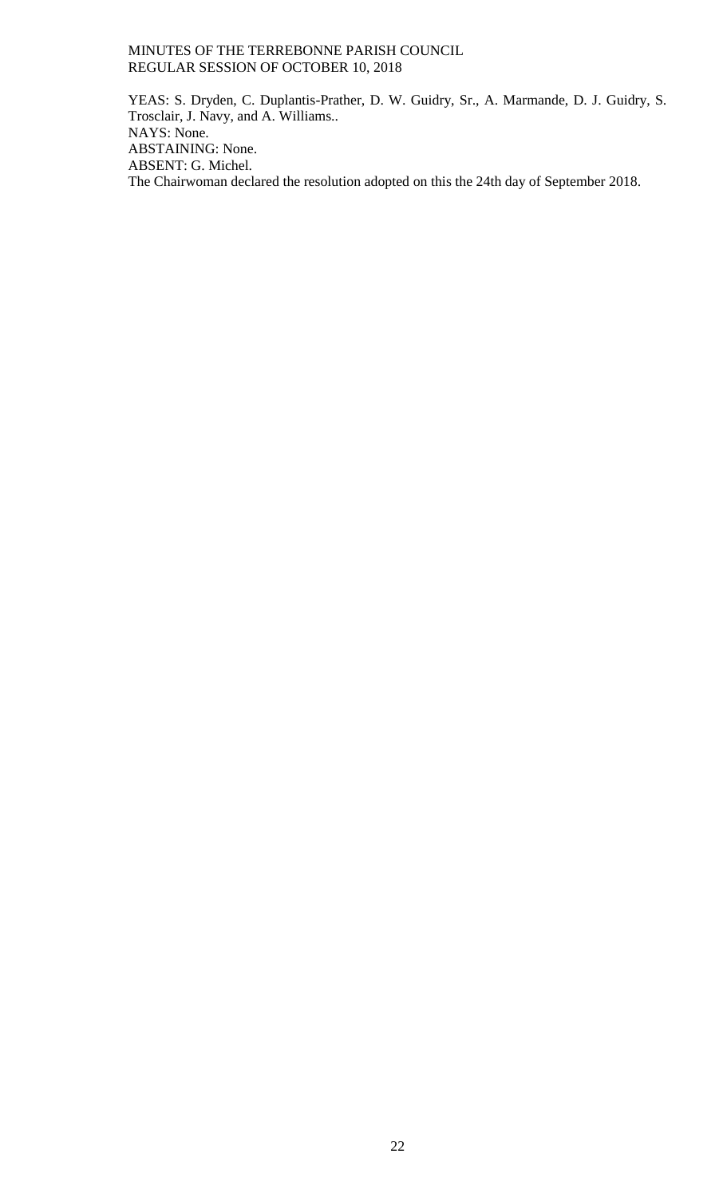YEAS: S. Dryden, C. Duplantis-Prather, D. W. Guidry, Sr., A. Marmande, D. J. Guidry, S. Trosclair, J. Navy, and A. Williams..
NAYS: None.
ABSTAINING: None.
ABSENT: G. Michel.
The Chairwoman declared the resolution adopted on this the 24th day of September 2018.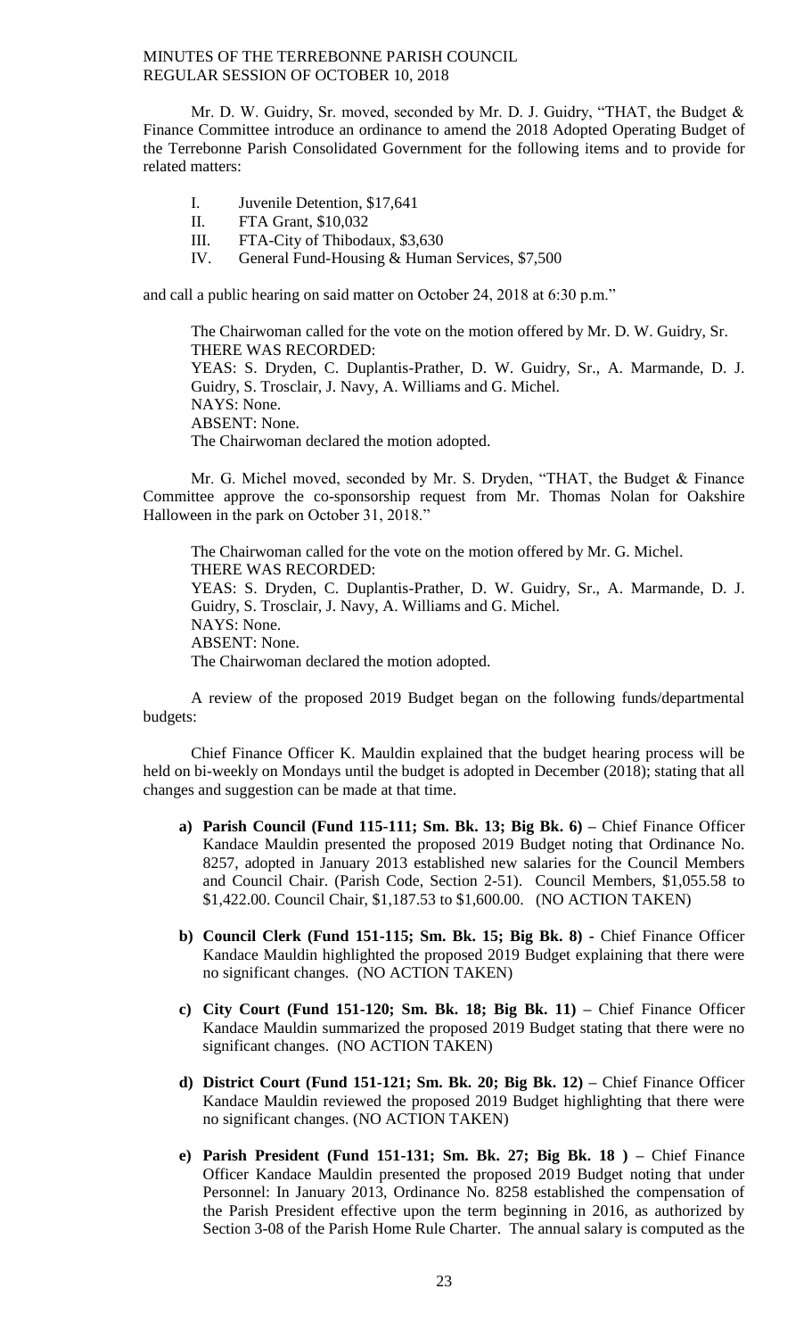Mr. D. W. Guidry, Sr. moved, seconded by Mr. D. J. Guidry, "THAT, the Budget & Finance Committee introduce an ordinance to amend the 2018 Adopted Operating Budget of the Terrebonne Parish Consolidated Government for the following items and to provide for related matters:

- I. Juvenile Detention, $17,641
- II. FTA Grant, $10,032
- III. FTA-City of Thibodaux, $3,630
- IV. General Fund-Housing & Human Services, $7,500

and call a public hearing on said matter on October 24, 2018 at 6:30 p.m."

The Chairwoman called for the vote on the motion offered by Mr. D. W. Guidry, Sr.
THERE WAS RECORDED:
YEAS: S. Dryden, C. Duplantis-Prather, D. W. Guidry, Sr., A. Marmande, D. J. Guidry, S. Trosclair, J. Navy, A. Williams and G. Michel.
NAYS: None.
ABSENT: None.
The Chairwoman declared the motion adopted.

Mr. G. Michel moved, seconded by Mr. S. Dryden, "THAT, the Budget & Finance Committee approve the co-sponsorship request from Mr. Thomas Nolan for Oakshire Halloween in the park on October 31, 2018."

The Chairwoman called for the vote on the motion offered by Mr. G. Michel.
THERE WAS RECORDED:
YEAS: S. Dryden, C. Duplantis-Prather, D. W. Guidry, Sr., A. Marmande, D. J. Guidry, S. Trosclair, J. Navy, A. Williams and G. Michel.
NAYS: None.
ABSENT: None.
The Chairwoman declared the motion adopted.

A review of the proposed 2019 Budget began on the following funds/departmental budgets:

Chief Finance Officer K. Mauldin explained that the budget hearing process will be held on bi-weekly on Mondays until the budget is adopted in December (2018); stating that all changes and suggestion can be made at that time.

a) **Parish Council (Fund 115-111; Sm. Bk. 13; Big Bk. 6) –** Chief Finance Officer Kandace Mauldin presented the proposed 2019 Budget noting that Ordinance No. 8257, adopted in January 2013 established new salaries for the Council Members and Council Chair. (Parish Code, Section 2-51). Council Members, $1,055.58 to $1,422.00. Council Chair, $1,187.53 to $1,600.00. (NO ACTION TAKEN)

b) **Council Clerk (Fund 151-115; Sm. Bk. 15; Big Bk. 8) -** Chief Finance Officer Kandace Mauldin highlighted the proposed 2019 Budget explaining that there were no significant changes. (NO ACTION TAKEN)

c) **City Court (Fund 151-120; Sm. Bk. 18; Big Bk. 11) –** Chief Finance Officer Kandace Mauldin summarized the proposed 2019 Budget stating that there were no significant changes. (NO ACTION TAKEN)

d) **District Court (Fund 151-121; Sm. Bk. 20; Big Bk. 12) –** Chief Finance Officer Kandace Mauldin reviewed the proposed 2019 Budget highlighting that there were no significant changes. (NO ACTION TAKEN)

e) **Parish President (Fund 151-131; Sm. Bk. 27; Big Bk. 18 ) –** Chief Finance Officer Kandace Mauldin presented the proposed 2019 Budget noting that under Personnel: In January 2013, Ordinance No. 8258 established the compensation of the Parish President effective upon the term beginning in 2016, as authorized by Section 3-08 of the Parish Home Rule Charter. The annual salary is computed as the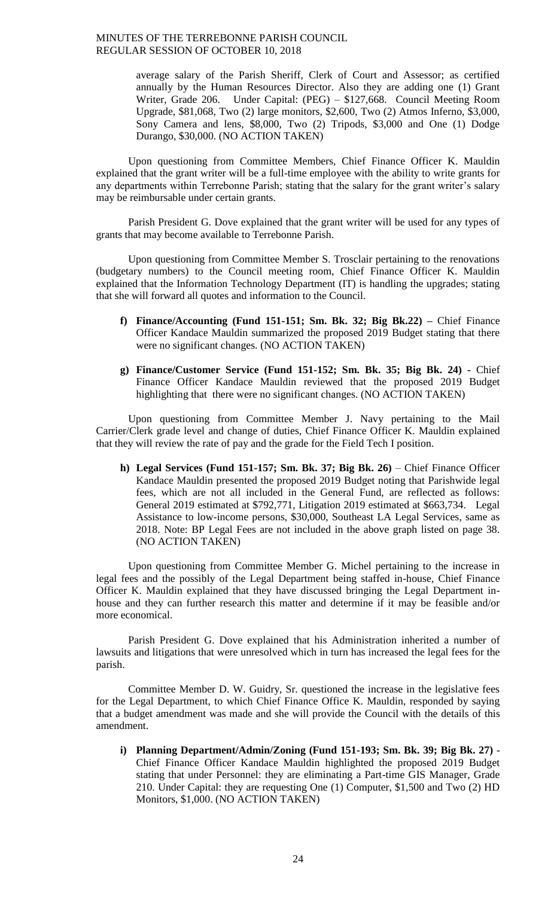average salary of the Parish Sheriff, Clerk of Court and Assessor; as certified annually by the Human Resources Director. Also they are adding one (1) Grant Writer, Grade 206. Under Capital: (PEG) – $127,668. Council Meeting Room Upgrade, $81,068, Two (2) large monitors, $2,600, Two (2) Atmos Inferno, $3,000, Sony Camera and lens, $8,000, Two (2) Tripods, $3,000 and One (1) Dodge Durango, $30,000. (NO ACTION TAKEN)

Upon questioning from Committee Members, Chief Finance Officer K. Mauldin explained that the grant writer will be a full-time employee with the ability to write grants for any departments within Terrebonne Parish; stating that the salary for the grant writer's salary may be reimbursable under certain grants.

Parish President G. Dove explained that the grant writer will be used for any types of grants that may become available to Terrebonne Parish.

Upon questioning from Committee Member S. Trosclair pertaining to the renovations (budgetary numbers) to the Council meeting room, Chief Finance Officer K. Mauldin explained that the Information Technology Department (IT) is handling the upgrades; stating that she will forward all quotes and information to the Council.

- **f) Finance/Accounting (Fund 151-151; Sm. Bk. 32; Big Bk.22) –** Chief Finance Officer Kandace Mauldin summarized the proposed 2019 Budget stating that there were no significant changes. (NO ACTION TAKEN)

- **g) Finance/Customer Service (Fund 151-152; Sm. Bk. 35; Big Bk. 24) -** Chief Finance Officer Kandace Mauldin reviewed that the proposed 2019 Budget highlighting that there were no significant changes. (NO ACTION TAKEN)

Upon questioning from Committee Member J. Navy pertaining to the Mail Carrier/Clerk grade level and change of duties, Chief Finance Officer K. Mauldin explained that they will review the rate of pay and the grade for the Field Tech I position.

- **h) Legal Services (Fund 151-157; Sm. Bk. 37; Big Bk. 26)** – Chief Finance Officer Kandace Mauldin presented the proposed 2019 Budget noting that Parishwide legal fees, which are not all included in the General Fund, are reflected as follows: General 2019 estimated at $792,771, Litigation 2019 estimated at $663,734. Legal Assistance to low-income persons, $30,000, Southeast LA Legal Services, same as 2018. Note: BP Legal Fees are not included in the above graph listed on page 38. (NO ACTION TAKEN)

Upon questioning from Committee Member G. Michel pertaining to the increase in legal fees and the possibly of the Legal Department being staffed in-house, Chief Finance Officer K. Mauldin explained that they have discussed bringing the Legal Department in-house and they can further research this matter and determine if it may be feasible and/or more economical.

Parish President G. Dove explained that his Administration inherited a number of lawsuits and litigations that were unresolved which in turn has increased the legal fees for the parish.

Committee Member D. W. Guidry, Sr. questioned the increase in the legislative fees for the Legal Department, to which Chief Finance Office K. Mauldin, responded by saying that a budget amendment was made and she will provide the Council with the details of this amendment.

- **i) Planning Department/Admin/Zoning (Fund 151-193; Sm. Bk. 39; Big Bk. 27)** - Chief Finance Officer Kandace Mauldin highlighted the proposed 2019 Budget stating that under Personnel: they are eliminating a Part-time GIS Manager, Grade 210. Under Capital: they are requesting One (1) Computer, $1,500 and Two (2) HD Monitors, $1,000. (NO ACTION TAKEN)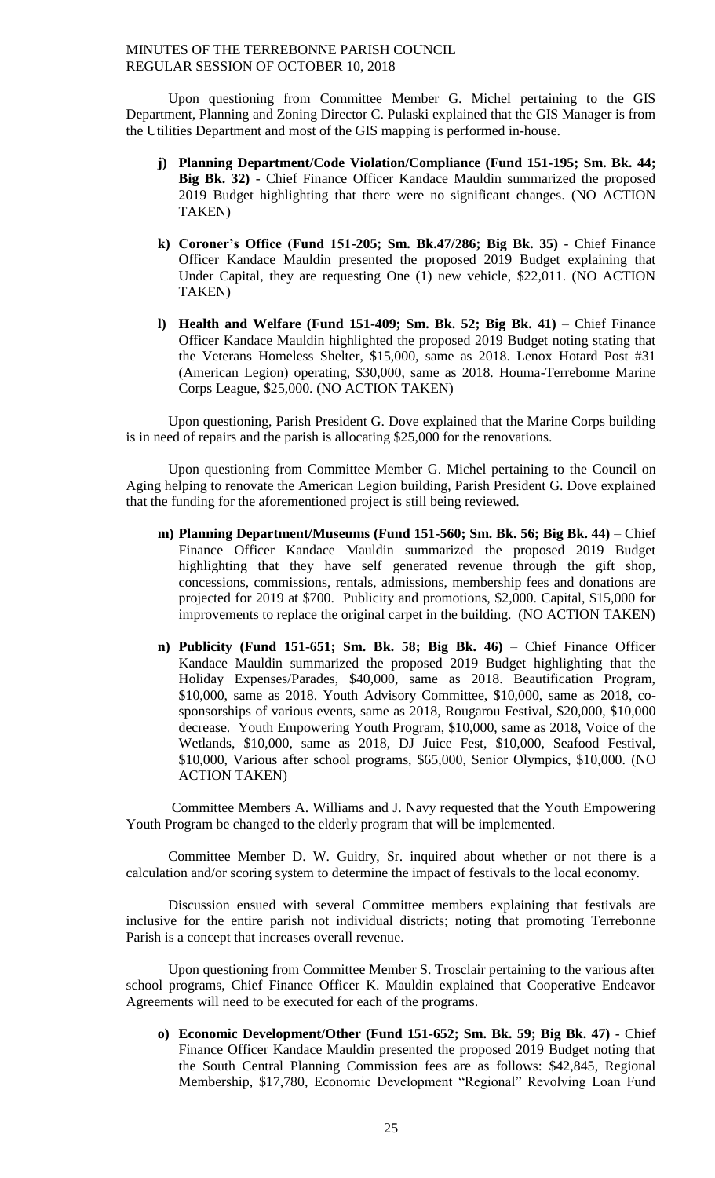Upon questioning from Committee Member G. Michel pertaining to the GIS Department, Planning and Zoning Director C. Pulaski explained that the GIS Manager is from the Utilities Department and most of the GIS mapping is performed in-house.

- **j) Planning Department/Code Violation/Compliance (Fund 151-195; Sm. Bk. 44; Big Bk. 32)** - Chief Finance Officer Kandace Mauldin summarized the proposed 2019 Budget highlighting that there were no significant changes. (NO ACTION TAKEN)

- **k) Coroner's Office (Fund 151-205; Sm. Bk.47/286; Big Bk. 35)** - Chief Finance Officer Kandace Mauldin presented the proposed 2019 Budget explaining that Under Capital, they are requesting One (1) new vehicle, $22,011. (NO ACTION TAKEN)

- **l) Health and Welfare (Fund 151-409; Sm. Bk. 52; Big Bk. 41)** – Chief Finance Officer Kandace Mauldin highlighted the proposed 2019 Budget noting stating that the Veterans Homeless Shelter, $15,000, same as 2018. Lenox Hotard Post #31 (American Legion) operating, $30,000, same as 2018. Houma-Terrebonne Marine Corps League, $25,000. (NO ACTION TAKEN)

Upon questioning, Parish President G. Dove explained that the Marine Corps building is in need of repairs and the parish is allocating $25,000 for the renovations.

Upon questioning from Committee Member G. Michel pertaining to the Council on Aging helping to renovate the American Legion building, Parish President G. Dove explained that the funding for the aforementioned project is still being reviewed.

- **m) Planning Department/Museums (Fund 151-560; Sm. Bk. 56; Big Bk. 44)** – Chief Finance Officer Kandace Mauldin summarized the proposed 2019 Budget highlighting that they have self generated revenue through the gift shop, concessions, commissions, rentals, admissions, membership fees and donations are projected for 2019 at $700. Publicity and promotions, $2,000. Capital, $15,000 for improvements to replace the original carpet in the building. (NO ACTION TAKEN)

- **n) Publicity (Fund 151-651; Sm. Bk. 58; Big Bk. 46)** – Chief Finance Officer Kandace Mauldin summarized the proposed 2019 Budget highlighting that the Holiday Expenses/Parades, $40,000, same as 2018. Beautification Program, $10,000, same as 2018. Youth Advisory Committee, $10,000, same as 2018, co-sponsorships of various events, same as 2018, Rougarou Festival, $20,000, $10,000 decrease. Youth Empowering Youth Program, $10,000, same as 2018, Voice of the Wetlands, $10,000, same as 2018, DJ Juice Fest, $10,000, Seafood Festival, $10,000, Various after school programs, $65,000, Senior Olympics, $10,000. (NO ACTION TAKEN)

Committee Members A. Williams and J. Navy requested that the Youth Empowering Youth Program be changed to the elderly program that will be implemented.

Committee Member D. W. Guidry, Sr. inquired about whether or not there is a calculation and/or scoring system to determine the impact of festivals to the local economy.

Discussion ensued with several Committee members explaining that festivals are inclusive for the entire parish not individual districts; noting that promoting Terrebonne Parish is a concept that increases overall revenue.

Upon questioning from Committee Member S. Trosclair pertaining to the various after school programs, Chief Finance Officer K. Mauldin explained that Cooperative Endeavor Agreements will need to be executed for each of the programs.

- **o) Economic Development/Other (Fund 151-652; Sm. Bk. 59; Big Bk. 47)** - Chief Finance Officer Kandace Mauldin presented the proposed 2019 Budget noting that the South Central Planning Commission fees are as follows: $42,845, Regional Membership, $17,780, Economic Development "Regional" Revolving Loan Fund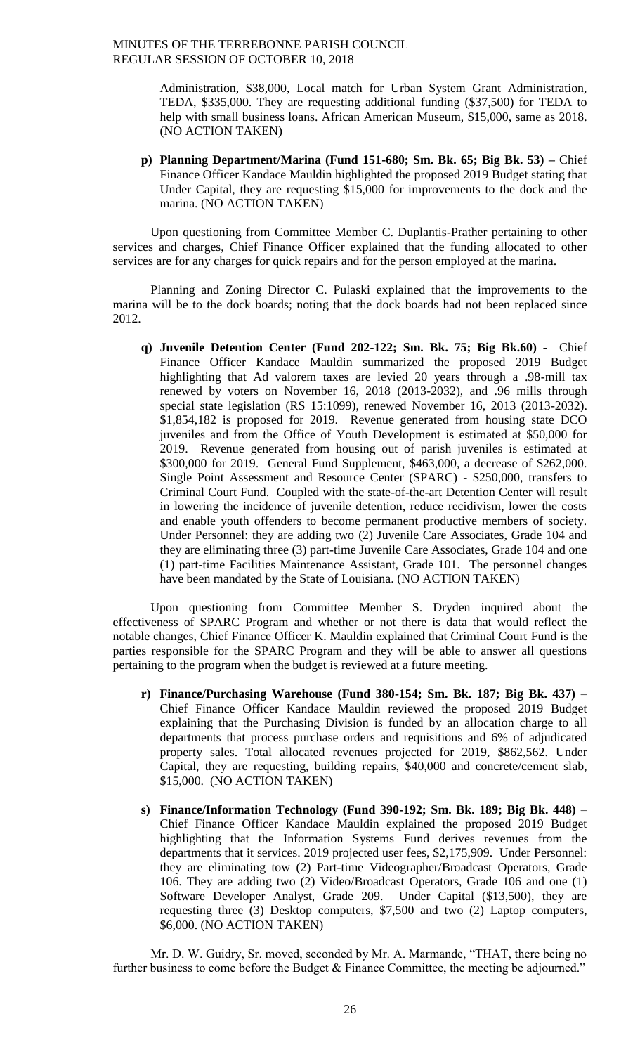Administration, $38,000, Local match for Urban System Grant Administration, TEDA, $335,000. They are requesting additional funding ($37,500) for TEDA to help with small business loans. African American Museum, $15,000, same as 2018. (NO ACTION TAKEN)

**p) Planning Department/Marina (Fund 151-680; Sm. Bk. 65; Big Bk. 53) –** Chief Finance Officer Kandace Mauldin highlighted the proposed 2019 Budget stating that Under Capital, they are requesting $15,000 for improvements to the dock and the marina. (NO ACTION TAKEN)

Upon questioning from Committee Member C. Duplantis-Prather pertaining to other services and charges, Chief Finance Officer explained that the funding allocated to other services are for any charges for quick repairs and for the person employed at the marina.

Planning and Zoning Director C. Pulaski explained that the improvements to the marina will be to the dock boards; noting that the dock boards had not been replaced since 2012.

**q) Juvenile Detention Center (Fund 202-122; Sm. Bk. 75; Big Bk.60) -** Chief Finance Officer Kandace Mauldin summarized the proposed 2019 Budget highlighting that Ad valorem taxes are levied 20 years through a .98-mill tax renewed by voters on November 16, 2018 (2013-2032), and .96 mills through special state legislation (RS 15:1099), renewed November 16, 2013 (2013-2032). $1,854,182 is proposed for 2019. Revenue generated from housing state DCO juveniles and from the Office of Youth Development is estimated at $50,000 for 2019. Revenue generated from housing out of parish juveniles is estimated at $300,000 for 2019. General Fund Supplement, $463,000, a decrease of $262,000. Single Point Assessment and Resource Center (SPARC) - $250,000, transfers to Criminal Court Fund. Coupled with the state-of-the-art Detention Center will result in lowering the incidence of juvenile detention, reduce recidivism, lower the costs and enable youth offenders to become permanent productive members of society. Under Personnel: they are adding two (2) Juvenile Care Associates, Grade 104 and they are eliminating three (3) part-time Juvenile Care Associates, Grade 104 and one (1) part-time Facilities Maintenance Assistant, Grade 101. The personnel changes have been mandated by the State of Louisiana. (NO ACTION TAKEN)

Upon questioning from Committee Member S. Dryden inquired about the effectiveness of SPARC Program and whether or not there is data that would reflect the notable changes, Chief Finance Officer K. Mauldin explained that Criminal Court Fund is the parties responsible for the SPARC Program and they will be able to answer all questions pertaining to the program when the budget is reviewed at a future meeting.

**r) Finance/Purchasing Warehouse (Fund 380-154; Sm. Bk. 187; Big Bk. 437)** – Chief Finance Officer Kandace Mauldin reviewed the proposed 2019 Budget explaining that the Purchasing Division is funded by an allocation charge to all departments that process purchase orders and requisitions and 6% of adjudicated property sales. Total allocated revenues projected for 2019, $862,562. Under Capital, they are requesting, building repairs, $40,000 and concrete/cement slab, $15,000. (NO ACTION TAKEN)

**s) Finance/Information Technology (Fund 390-192; Sm. Bk. 189; Big Bk. 448)** – Chief Finance Officer Kandace Mauldin explained the proposed 2019 Budget highlighting that the Information Systems Fund derives revenues from the departments that it services. 2019 projected user fees, $2,175,909. Under Personnel: they are eliminating tow (2) Part-time Videographer/Broadcast Operators, Grade 106. They are adding two (2) Video/Broadcast Operators, Grade 106 and one (1) Software Developer Analyst, Grade 209. Under Capital ($13,500), they are requesting three (3) Desktop computers, $7,500 and two (2) Laptop computers, $6,000. (NO ACTION TAKEN)

Mr. D. W. Guidry, Sr. moved, seconded by Mr. A. Marmande, "THAT, there being no further business to come before the Budget & Finance Committee, the meeting be adjourned."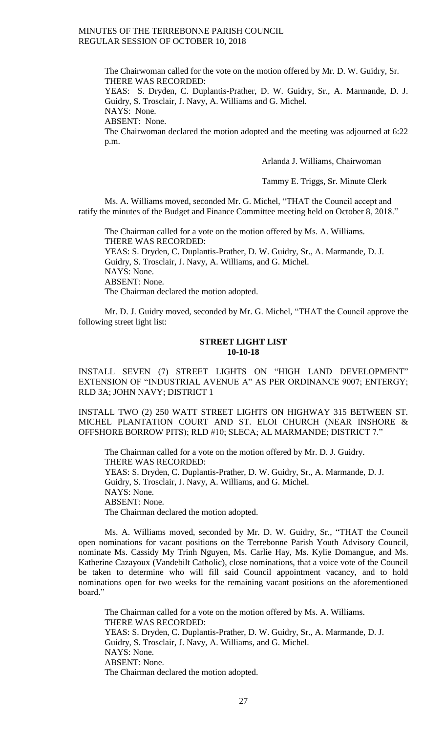The Chairwoman called for the vote on the motion offered by Mr. D. W. Guidry, Sr.
THERE WAS RECORDED:
YEAS: S. Dryden, C. Duplantis-Prather, D. W. Guidry, Sr., A. Marmande, D. J. Guidry, S. Trosclair, J. Navy, A. Williams and G. Michel.
NAYS: None.
ABSENT: None.
The Chairwoman declared the motion adopted and the meeting was adjourned at 6:22 p.m.

Arlanda J. Williams, Chairwoman

Tammy E. Triggs, Sr. Minute Clerk

Ms. A. Williams moved, seconded Mr. G. Michel, "THAT the Council accept and ratify the minutes of the Budget and Finance Committee meeting held on October 8, 2018."

The Chairman called for a vote on the motion offered by Ms. A. Williams.
THERE WAS RECORDED:
YEAS: S. Dryden, C. Duplantis-Prather, D. W. Guidry, Sr., A. Marmande, D. J. Guidry, S. Trosclair, J. Navy, A. Williams, and G. Michel.
NAYS: None.
ABSENT: None.
The Chairman declared the motion adopted.

Mr. D. J. Guidry moved, seconded by Mr. G. Michel, "THAT the Council approve the following street light list:

**STREET LIGHT LIST**
**10-10-18**

INSTALL SEVEN (7) STREET LIGHTS ON "HIGH LAND DEVELOPMENT" EXTENSION OF "INDUSTRIAL AVENUE A" AS PER ORDINANCE 9007; ENTERGY; RLD 3A; JOHN NAVY; DISTRICT 1

INSTALL TWO (2) 250 WATT STREET LIGHTS ON HIGHWAY 315 BETWEEN ST. MICHEL PLANTATION COURT AND ST. ELOI CHURCH (NEAR INSHORE & OFFSHORE BORROW PITS); RLD #10; SLECA; AL MARMANDE; DISTRICT 7."

The Chairman called for a vote on the motion offered by Mr. D. J. Guidry.
THERE WAS RECORDED:
YEAS: S. Dryden, C. Duplantis-Prather, D. W. Guidry, Sr., A. Marmande, D. J. Guidry, S. Trosclair, J. Navy, A. Williams, and G. Michel.
NAYS: None.
ABSENT: None.
The Chairman declared the motion adopted.

Ms. A. Williams moved, seconded by Mr. D. W. Guidry, Sr., "THAT the Council open nominations for vacant positions on the Terrebonne Parish Youth Advisory Council, nominate Ms. Cassidy My Trinh Nguyen, Ms. Carlie Hay, Ms. Kylie Domangue, and Ms. Katherine Cazayoux (Vandebilt Catholic), close nominations, that a voice vote of the Council be taken to determine who will fill said Council appointment vacancy, and to hold nominations open for two weeks for the remaining vacant positions on the aforementioned board."

The Chairman called for a vote on the motion offered by Ms. A. Williams.
THERE WAS RECORDED:
YEAS: S. Dryden, C. Duplantis-Prather, D. W. Guidry, Sr., A. Marmande, D. J. Guidry, S. Trosclair, J. Navy, A. Williams, and G. Michel.
NAYS: None.
ABSENT: None.
The Chairman declared the motion adopted.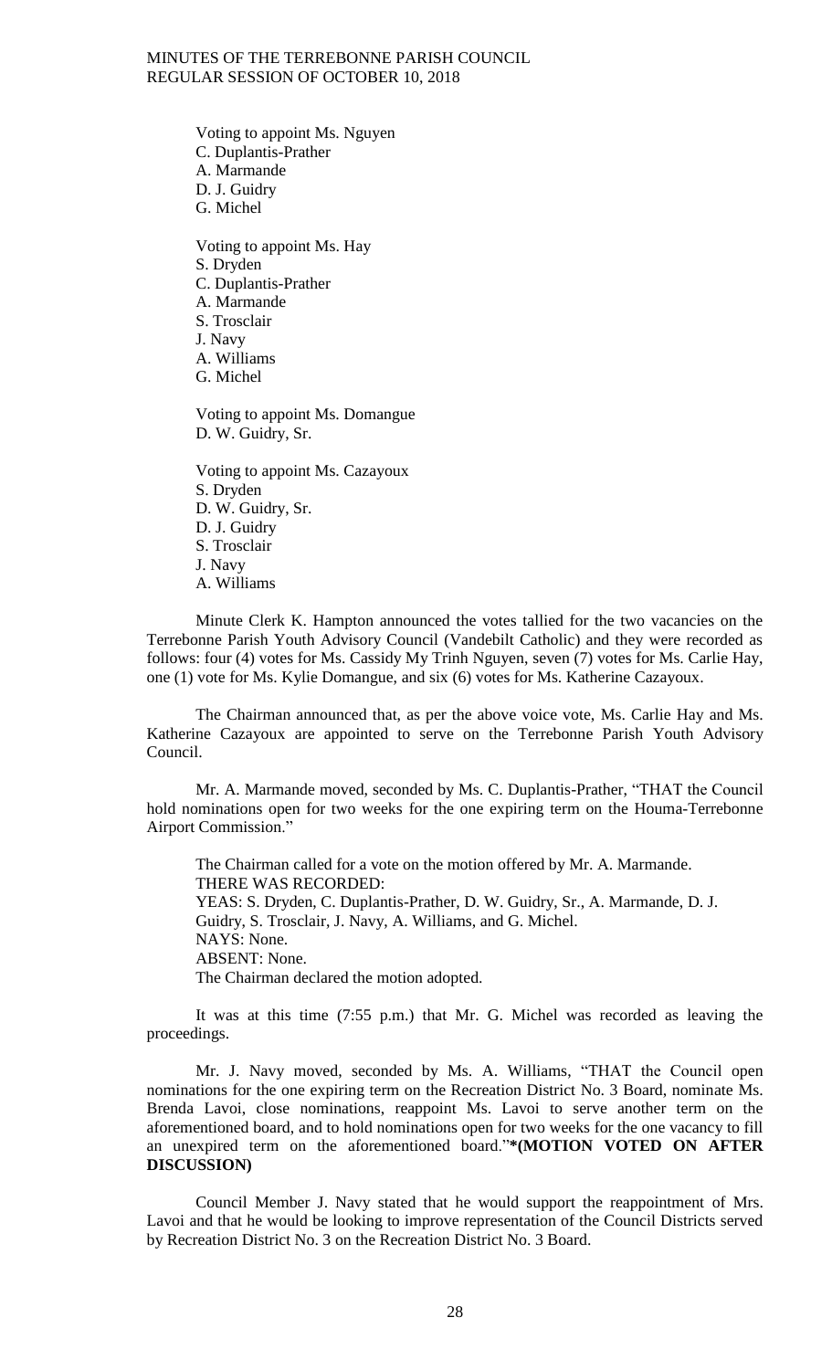Voting to appoint Ms. Nguyen
C. Duplantis-Prather
A. Marmande
D. J. Guidry
G. Michel

Voting to appoint Ms. Hay
S. Dryden
C. Duplantis-Prather
A. Marmande
S. Trosclair
J. Navy
A. Williams
G. Michel

Voting to appoint Ms. Domangue
D. W. Guidry, Sr.

Voting to appoint Ms. Cazayoux
S. Dryden
D. W. Guidry, Sr.
D. J. Guidry
S. Trosclair
J. Navy
A. Williams

Minute Clerk K. Hampton announced the votes tallied for the two vacancies on the Terrebonne Parish Youth Advisory Council (Vandebilt Catholic) and they were recorded as follows: four (4) votes for Ms. Cassidy My Trinh Nguyen, seven (7) votes for Ms. Carlie Hay, one (1) vote for Ms. Kylie Domangue, and six (6) votes for Ms. Katherine Cazayoux.

The Chairman announced that, as per the above voice vote, Ms. Carlie Hay and Ms. Katherine Cazayoux are appointed to serve on the Terrebonne Parish Youth Advisory Council.

Mr. A. Marmande moved, seconded by Ms. C. Duplantis-Prather, "THAT the Council hold nominations open for two weeks for the one expiring term on the Houma-Terrebonne Airport Commission."

The Chairman called for a vote on the motion offered by Mr. A. Marmande.
THERE WAS RECORDED:
YEAS: S. Dryden, C. Duplantis-Prather, D. W. Guidry, Sr., A. Marmande, D. J. Guidry, S. Trosclair, J. Navy, A. Williams, and G. Michel.
NAYS: None.
ABSENT: None.
The Chairman declared the motion adopted.

It was at this time (7:55 p.m.) that Mr. G. Michel was recorded as leaving the proceedings.

Mr. J. Navy moved, seconded by Ms. A. Williams, "THAT the Council open nominations for the one expiring term on the Recreation District No. 3 Board, nominate Ms. Brenda Lavoi, close nominations, reappoint Ms. Lavoi to serve another term on the aforementioned board, and to hold nominations open for two weeks for the one vacancy to fill an unexpired term on the aforementioned board."**\*(MOTION VOTED ON AFTER DISCUSSION)**

Council Member J. Navy stated that he would support the reappointment of Mrs. Lavoi and that he would be looking to improve representation of the Council Districts served by Recreation District No. 3 on the Recreation District No. 3 Board.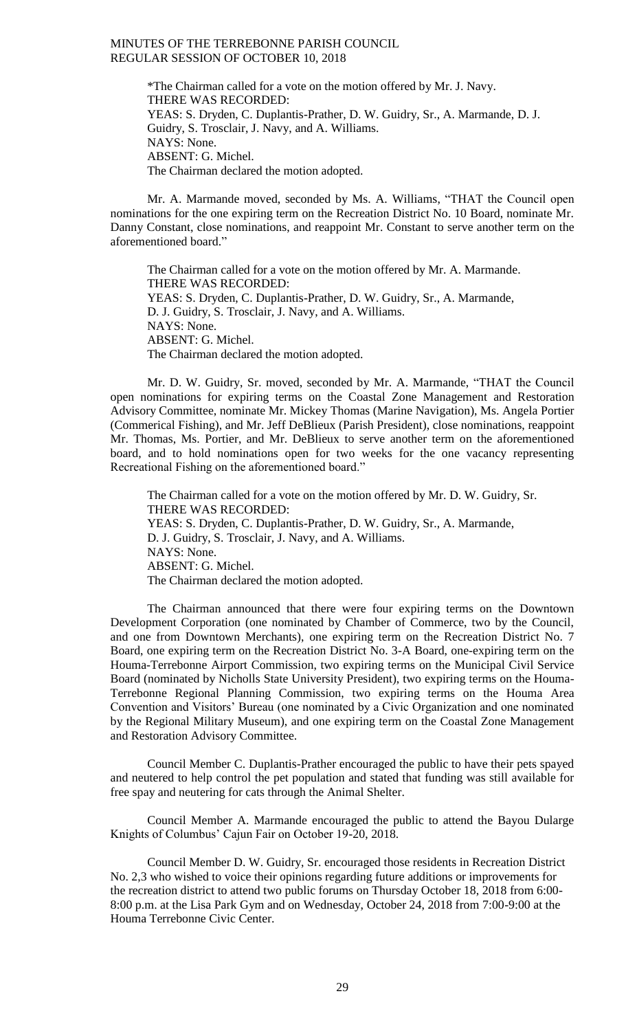*The Chairman called for a vote on the motion offered by Mr. J. Navy.
THERE WAS RECORDED:
YEAS: S. Dryden, C. Duplantis-Prather, D. W. Guidry, Sr., A. Marmande, D. J. Guidry, S. Trosclair, J. Navy, and A. Williams.
NAYS: None.
ABSENT: G. Michel.
The Chairman declared the motion adopted.

Mr. A. Marmande moved, seconded by Ms. A. Williams, "THAT the Council open nominations for the one expiring term on the Recreation District No. 10 Board, nominate Mr. Danny Constant, close nominations, and reappoint Mr. Constant to serve another term on the aforementioned board."

The Chairman called for a vote on the motion offered by Mr. A. Marmande.
THERE WAS RECORDED:
YEAS: S. Dryden, C. Duplantis-Prather, D. W. Guidry, Sr., A. Marmande, D. J. Guidry, S. Trosclair, J. Navy, and A. Williams.
NAYS: None.
ABSENT: G. Michel.
The Chairman declared the motion adopted.

Mr. D. W. Guidry, Sr. moved, seconded by Mr. A. Marmande, "THAT the Council open nominations for expiring terms on the Coastal Zone Management and Restoration Advisory Committee, nominate Mr. Mickey Thomas (Marine Navigation), Ms. Angela Portier (Commerical Fishing), and Mr. Jeff DeBlieux (Parish President), close nominations, reappoint Mr. Thomas, Ms. Portier, and Mr. DeBlieux to serve another term on the aforementioned board, and to hold nominations open for two weeks for the one vacancy representing Recreational Fishing on the aforementioned board."

The Chairman called for a vote on the motion offered by Mr. D. W. Guidry, Sr.
THERE WAS RECORDED:
YEAS: S. Dryden, C. Duplantis-Prather, D. W. Guidry, Sr., A. Marmande, D. J. Guidry, S. Trosclair, J. Navy, and A. Williams.
NAYS: None.
ABSENT: G. Michel.
The Chairman declared the motion adopted.

The Chairman announced that there were four expiring terms on the Downtown Development Corporation (one nominated by Chamber of Commerce, two by the Council, and one from Downtown Merchants), one expiring term on the Recreation District No. 7 Board, one expiring term on the Recreation District No. 3-A Board, one-expiring term on the Houma-Terrebonne Airport Commission, two expiring terms on the Municipal Civil Service Board (nominated by Nicholls State University President), two expiring terms on the Houma-Terrebonne Regional Planning Commission, two expiring terms on the Houma Area Convention and Visitors' Bureau (one nominated by a Civic Organization and one nominated by the Regional Military Museum), and one expiring term on the Coastal Zone Management and Restoration Advisory Committee.

Council Member C. Duplantis-Prather encouraged the public to have their pets spayed and neutered to help control the pet population and stated that funding was still available for free spay and neutering for cats through the Animal Shelter.

Council Member A. Marmande encouraged the public to attend the Bayou Dularge Knights of Columbus' Cajun Fair on October 19-20, 2018.

Council Member D. W. Guidry, Sr. encouraged those residents in Recreation District No. 2,3 who wished to voice their opinions regarding future additions or improvements for the recreation district to attend two public forums on Thursday October 18, 2018 from 6:00-8:00 p.m. at the Lisa Park Gym and on Wednesday, October 24, 2018 from 7:00-9:00 at the Houma Terrebonne Civic Center.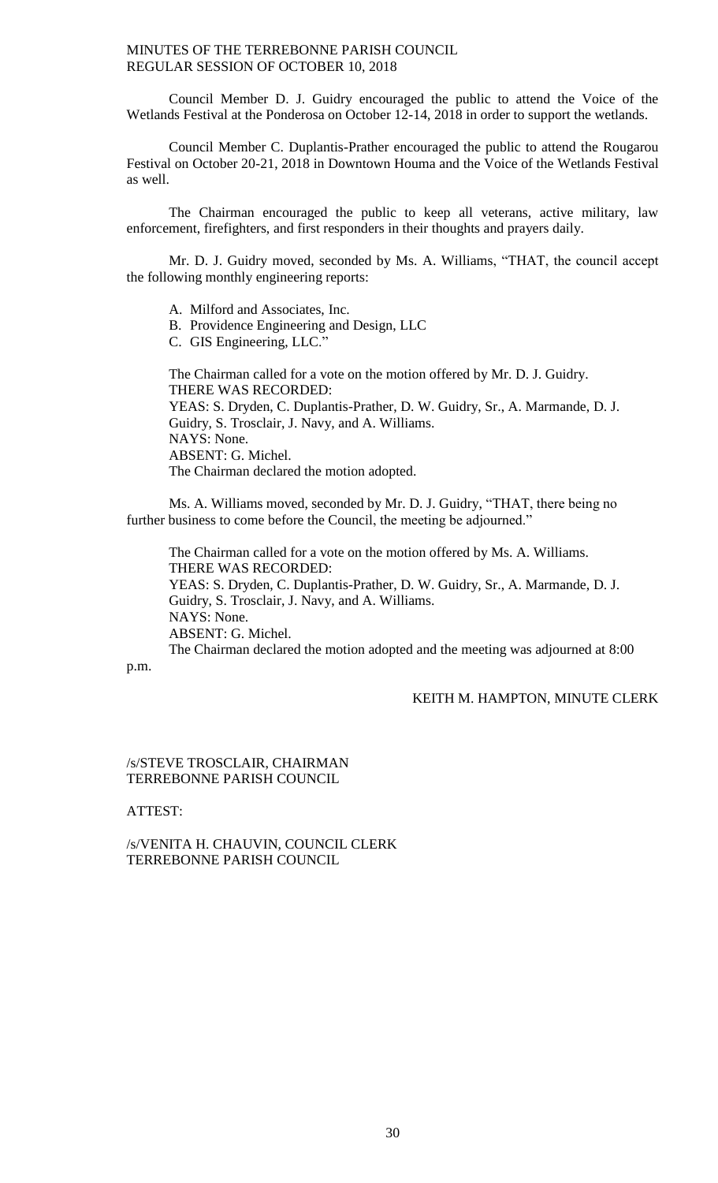Council Member D. J. Guidry encouraged the public to attend the Voice of the Wetlands Festival at the Ponderosa on October 12-14, 2018 in order to support the wetlands.

Council Member C. Duplantis-Prather encouraged the public to attend the Rougarou Festival on October 20-21, 2018 in Downtown Houma and the Voice of the Wetlands Festival as well.

The Chairman encouraged the public to keep all veterans, active military, law enforcement, firefighters, and first responders in their thoughts and prayers daily.

Mr. D. J. Guidry moved, seconded by Ms. A. Williams, "THAT, the council accept the following monthly engineering reports:

A. Milford and Associates, Inc.
B. Providence Engineering and Design, LLC
C. GIS Engineering, LLC."

The Chairman called for a vote on the motion offered by Mr. D. J. Guidry.
THERE WAS RECORDED:
YEAS: S. Dryden, C. Duplantis-Prather, D. W. Guidry, Sr., A. Marmande, D. J. Guidry, S. Trosclair, J. Navy, and A. Williams.
NAYS: None.
ABSENT: G. Michel.
The Chairman declared the motion adopted.

Ms. A. Williams moved, seconded by Mr. D. J. Guidry, "THAT, there being no further business to come before the Council, the meeting be adjourned."

The Chairman called for a vote on the motion offered by Ms. A. Williams.
THERE WAS RECORDED:
YEAS: S. Dryden, C. Duplantis-Prather, D. W. Guidry, Sr., A. Marmande, D. J. Guidry, S. Trosclair, J. Navy, and A. Williams.
NAYS: None.
ABSENT: G. Michel.
The Chairman declared the motion adopted and the meeting was adjourned at 8:00 p.m.

KEITH M. HAMPTON, MINUTE CLERK

/s/STEVE TROSCLAIR, CHAIRMAN
TERREBONNE PARISH COUNCIL

ATTEST:

/s/VENITA H. CHAUVIN, COUNCIL CLERK
TERREBONNE PARISH COUNCIL